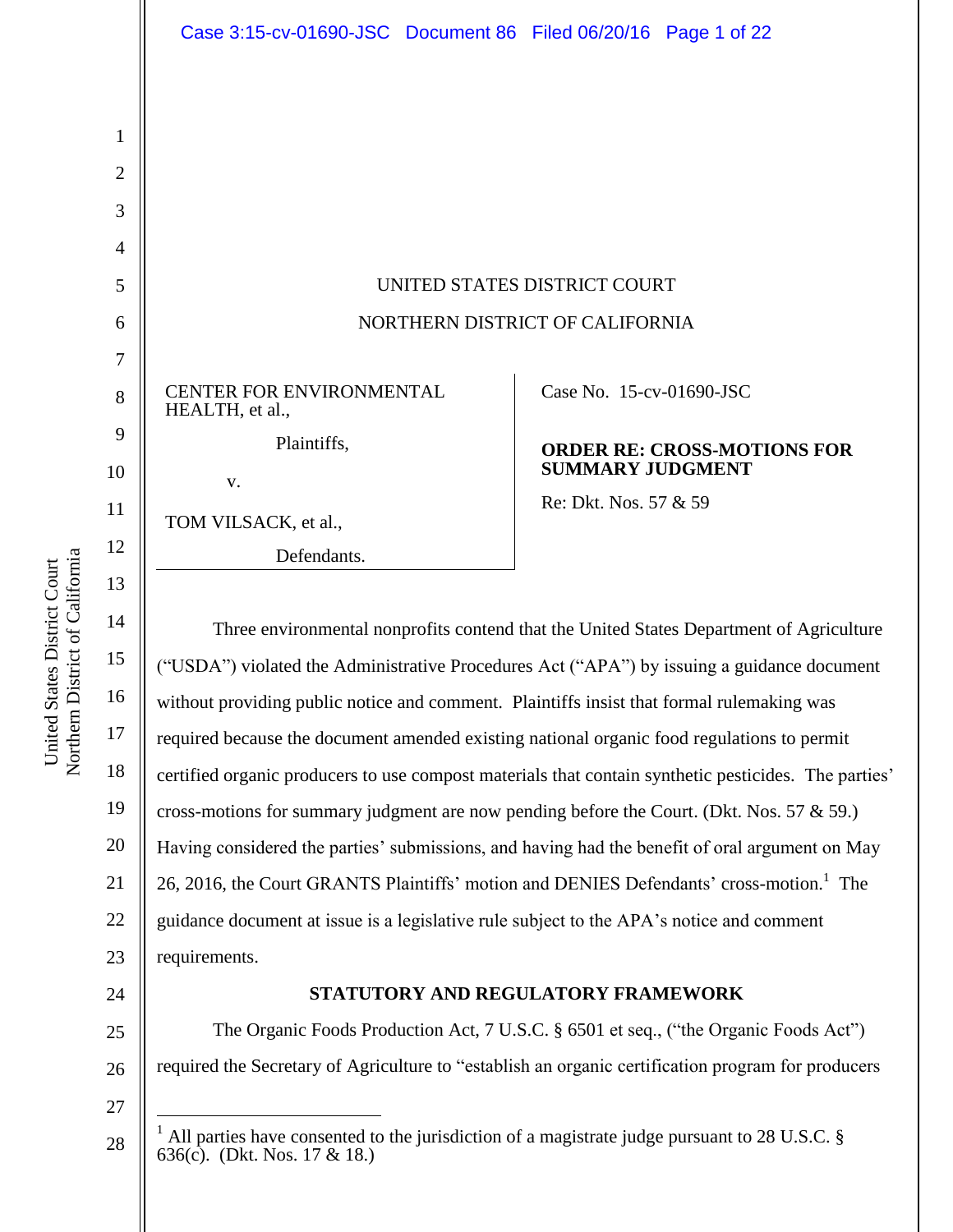UNITED STATES DISTRICT COURT

NORTHERN DISTRICT OF CALIFORNIA

| | |
|---|---|
| CENTER FOR ENVIRONMENTAL HEALTH, et al.,<br><br>Plaintiffs,<br><br>v.<br><br>TOM VILSACK, et al.,<br><br>Defendants. | Case No. 15-cv-01690-JSC<br><br>**ORDER RE: CROSS-MOTIONS FOR SUMMARY JUDGMENT**<br><br>Re: Dkt. Nos. 57 & 59 |

Three environmental nonprofits contend that the United States Department of Agriculture ("USDA") violated the Administrative Procedures Act ("APA") by issuing a guidance document without providing public notice and comment. Plaintiffs insist that formal rulemaking was required because the document amended existing national organic food regulations to permit certified organic producers to use compost materials that contain synthetic pesticides. The parties' cross-motions for summary judgment are now pending before the Court. (Dkt. Nos. 57 & 59.) Having considered the parties' submissions, and having had the benefit of oral argument on May 26, 2016, the Court GRANTS Plaintiffs' motion and DENIES Defendants' cross-motion.[1] The guidance document at issue is a legislative rule subject to the APA's notice and comment requirements.

**STATUTORY AND REGULATORY FRAMEWORK**

The Organic Foods Production Act, 7 U.S.C. § 6501 et seq., ("the Organic Foods Act") required the Secretary of Agriculture to "establish an organic certification program for producers

[1] All parties have consented to the jurisdiction of a magistrate judge pursuant to 28 U.S.C. § 636(c). (Dkt. Nos. 17 & 18.)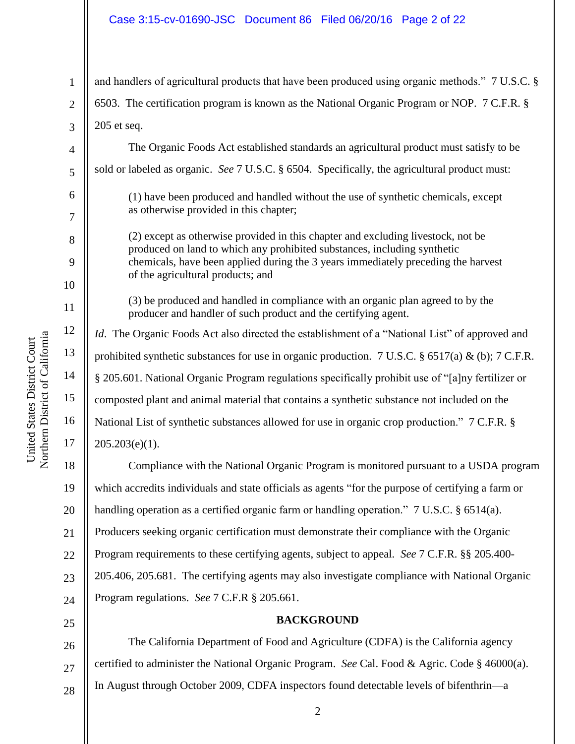and handlers of agricultural products that have been produced using organic methods." 7 U.S.C. § 6503. The certification program is known as the National Organic Program or NOP. 7 C.F.R. § 205 et seq.

The Organic Foods Act established standards an agricultural product must satisfy to be sold or labeled as organic. *See* 7 U.S.C. § 6504. Specifically, the agricultural product must:

> (1) have been produced and handled without the use of synthetic chemicals, except as otherwise provided in this chapter;
>
> (2) except as otherwise provided in this chapter and excluding livestock, not be produced on land to which any prohibited substances, including synthetic chemicals, have been applied during the 3 years immediately preceding the harvest of the agricultural products; and
>
> (3) be produced and handled in compliance with an organic plan agreed to by the producer and handler of such product and the certifying agent.

*Id*. The Organic Foods Act also directed the establishment of a "National List" of approved and prohibited synthetic substances for use in organic production. 7 U.S.C. § 6517(a) & (b); 7 C.F.R. § 205.601. National Organic Program regulations specifically prohibit use of "[a]ny fertilizer or composted plant and animal material that contains a synthetic substance not included on the National List of synthetic substances allowed for use in organic crop production." 7 C.F.R. § 205.203(e)(1).

Compliance with the National Organic Program is monitored pursuant to a USDA program which accredits individuals and state officials as agents "for the purpose of certifying a farm or handling operation as a certified organic farm or handling operation." 7 U.S.C. § 6514(a). Producers seeking organic certification must demonstrate their compliance with the Organic Program requirements to these certifying agents, subject to appeal. *See* 7 C.F.R. §§ 205.400-205.406, 205.681. The certifying agents may also investigate compliance with National Organic Program regulations. *See* 7 C.F.R § 205.661.

## BACKGROUND

The California Department of Food and Agriculture (CDFA) is the California agency certified to administer the National Organic Program. *See* Cal. Food & Agric. Code § 46000(a). In August through October 2009, CDFA inspectors found detectable levels of bifenthrin—a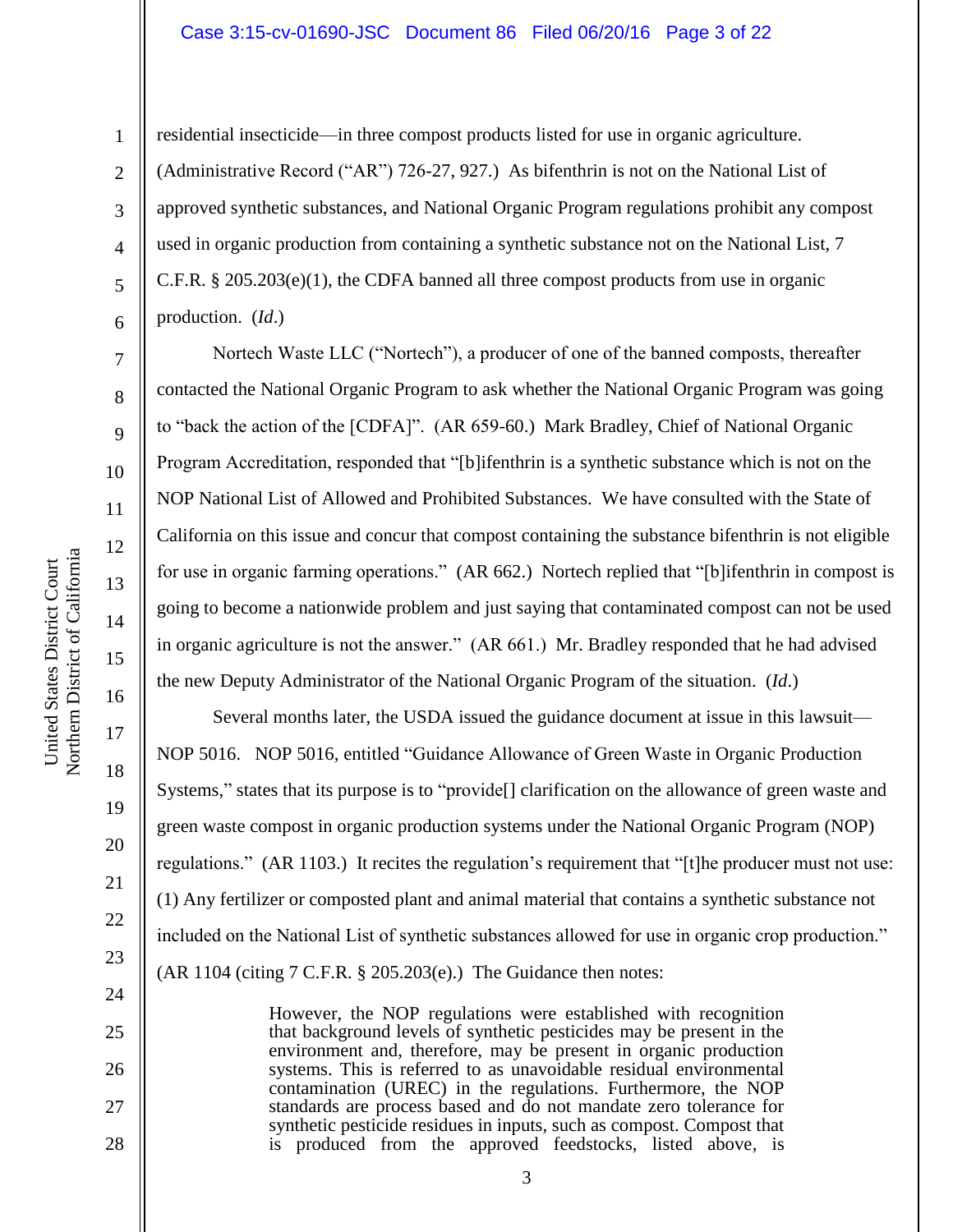residential insecticide—in three compost products listed for use in organic agriculture. (Administrative Record ("AR") 726-27, 927.) As bifenthrin is not on the National List of approved synthetic substances, and National Organic Program regulations prohibit any compost used in organic production from containing a synthetic substance not on the National List, 7 C.F.R. § 205.203(e)(1), the CDFA banned all three compost products from use in organic production. (*Id*.)

Nortech Waste LLC ("Nortech"), a producer of one of the banned composts, thereafter contacted the National Organic Program to ask whether the National Organic Program was going to "back the action of the [CDFA]". (AR 659-60.) Mark Bradley, Chief of National Organic Program Accreditation, responded that "[b]ifenthrin is a synthetic substance which is not on the NOP National List of Allowed and Prohibited Substances. We have consulted with the State of California on this issue and concur that compost containing the substance bifenthrin is not eligible for use in organic farming operations." (AR 662.) Nortech replied that "[b]ifenthrin in compost is going to become a nationwide problem and just saying that contaminated compost can not be used in organic agriculture is not the answer." (AR 661.) Mr. Bradley responded that he had advised the new Deputy Administrator of the National Organic Program of the situation. (*Id*.)

Several months later, the USDA issued the guidance document at issue in this lawsuit—NOP 5016. NOP 5016, entitled "Guidance Allowance of Green Waste in Organic Production Systems," states that its purpose is to "provide[] clarification on the allowance of green waste and green waste compost in organic production systems under the National Organic Program (NOP) regulations." (AR 1103.) It recites the regulation's requirement that "[t]he producer must not use: (1) Any fertilizer or composted plant and animal material that contains a synthetic substance not included on the National List of synthetic substances allowed for use in organic crop production." (AR 1104 (citing 7 C.F.R. § 205.203(e).) The Guidance then notes:

> However, the NOP regulations were established with recognition that background levels of synthetic pesticides may be present in the environment and, therefore, may be present in organic production systems. This is referred to as unavoidable residual environmental contamination (UREC) in the regulations. Furthermore, the NOP standards are process based and do not mandate zero tolerance for synthetic pesticide residues in inputs, such as compost. Compost that is produced from the approved feedstocks, listed above, is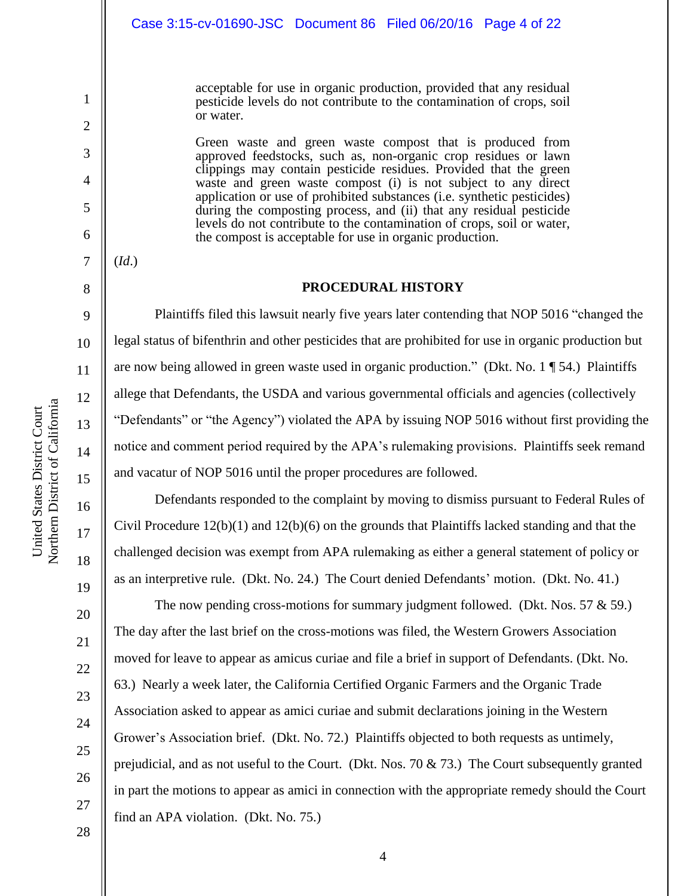> acceptable for use in organic production, provided that any residual pesticide levels do not contribute to the contamination of crops, soil or water.
>
> Green waste and green waste compost that is produced from approved feedstocks, such as, non-organic crop residues or lawn clippings may contain pesticide residues. Provided that the green waste and green waste compost (i) is not subject to any direct application or use of prohibited substances (i.e. synthetic pesticides) during the composting process, and (ii) that any residual pesticide levels do not contribute to the contamination of crops, soil or water, the compost is acceptable for use in organic production.

(*Id*.)

## PROCEDURAL HISTORY

Plaintiffs filed this lawsuit nearly five years later contending that NOP 5016 "changed the legal status of bifenthrin and other pesticides that are prohibited for use in organic production but are now being allowed in green waste used in organic production." (Dkt. No. 1 ¶ 54.) Plaintiffs allege that Defendants, the USDA and various governmental officials and agencies (collectively "Defendants" or "the Agency") violated the APA by issuing NOP 5016 without first providing the notice and comment period required by the APA's rulemaking provisions. Plaintiffs seek remand and vacatur of NOP 5016 until the proper procedures are followed.

Defendants responded to the complaint by moving to dismiss pursuant to Federal Rules of Civil Procedure 12(b)(1) and 12(b)(6) on the grounds that Plaintiffs lacked standing and that the challenged decision was exempt from APA rulemaking as either a general statement of policy or as an interpretive rule. (Dkt. No. 24.) The Court denied Defendants' motion. (Dkt. No. 41.)

The now pending cross-motions for summary judgment followed. (Dkt. Nos. 57 & 59.) The day after the last brief on the cross-motions was filed, the Western Growers Association moved for leave to appear as amicus curiae and file a brief in support of Defendants. (Dkt. No. 63.) Nearly a week later, the California Certified Organic Farmers and the Organic Trade Association asked to appear as amici curiae and submit declarations joining in the Western Grower's Association brief. (Dkt. No. 72.) Plaintiffs objected to both requests as untimely, prejudicial, and as not useful to the Court. (Dkt. Nos. 70 & 73.) The Court subsequently granted in part the motions to appear as amici in connection with the appropriate remedy should the Court find an APA violation. (Dkt. No. 75.)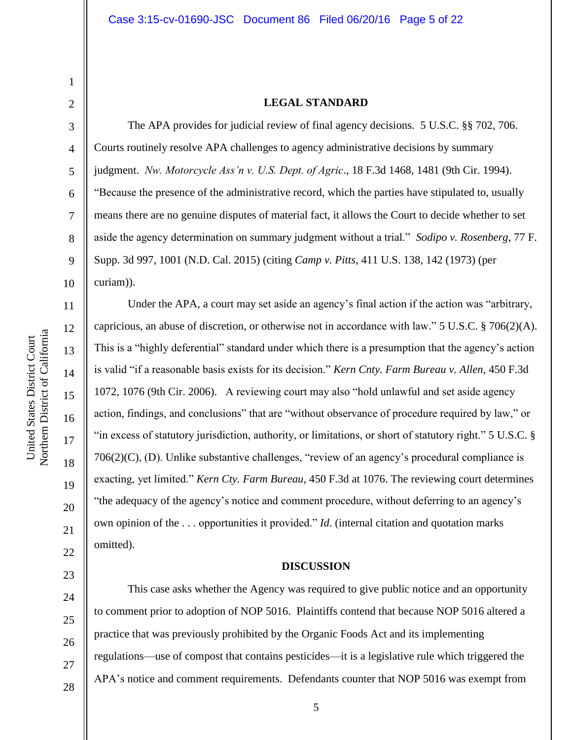## LEGAL STANDARD

The APA provides for judicial review of final agency decisions. 5 U.S.C. §§ 702, 706. Courts routinely resolve APA challenges to agency administrative decisions by summary judgment. *Nw. Motorcycle Ass'n v. U.S. Dept. of Agric*., 18 F.3d 1468, 1481 (9th Cir. 1994). "Because the presence of the administrative record, which the parties have stipulated to, usually means there are no genuine disputes of material fact, it allows the Court to decide whether to set aside the agency determination on summary judgment without a trial." *Sodipo v. Rosenberg*, 77 F. Supp. 3d 997, 1001 (N.D. Cal. 2015) (citing *Camp v. Pitts*, 411 U.S. 138, 142 (1973) (per curiam)).

Under the APA, a court may set aside an agency's final action if the action was "arbitrary, capricious, an abuse of discretion, or otherwise not in accordance with law." 5 U.S.C. § 706(2)(A). This is a "highly deferential" standard under which there is a presumption that the agency's action is valid "if a reasonable basis exists for its decision." *Kern Cnty. Farm Bureau v. Allen*, 450 F.3d 1072, 1076 (9th Cir. 2006). A reviewing court may also "hold unlawful and set aside agency action, findings, and conclusions" that are "without observance of procedure required by law," or "in excess of statutory jurisdiction, authority, or limitations, or short of statutory right." 5 U.S.C. § 706(2)(C), (D). Unlike substantive challenges, "review of an agency's procedural compliance is exacting, yet limited." *Kern Cty. Farm Bureau*, 450 F.3d at 1076. The reviewing court determines "the adequacy of the agency's notice and comment procedure, without deferring to an agency's own opinion of the . . . opportunities it provided." *Id*. (internal citation and quotation marks omitted).

## DISCUSSION

This case asks whether the Agency was required to give public notice and an opportunity to comment prior to adoption of NOP 5016. Plaintiffs contend that because NOP 5016 altered a practice that was previously prohibited by the Organic Foods Act and its implementing regulations—use of compost that contains pesticides—it is a legislative rule which triggered the APA's notice and comment requirements. Defendants counter that NOP 5016 was exempt from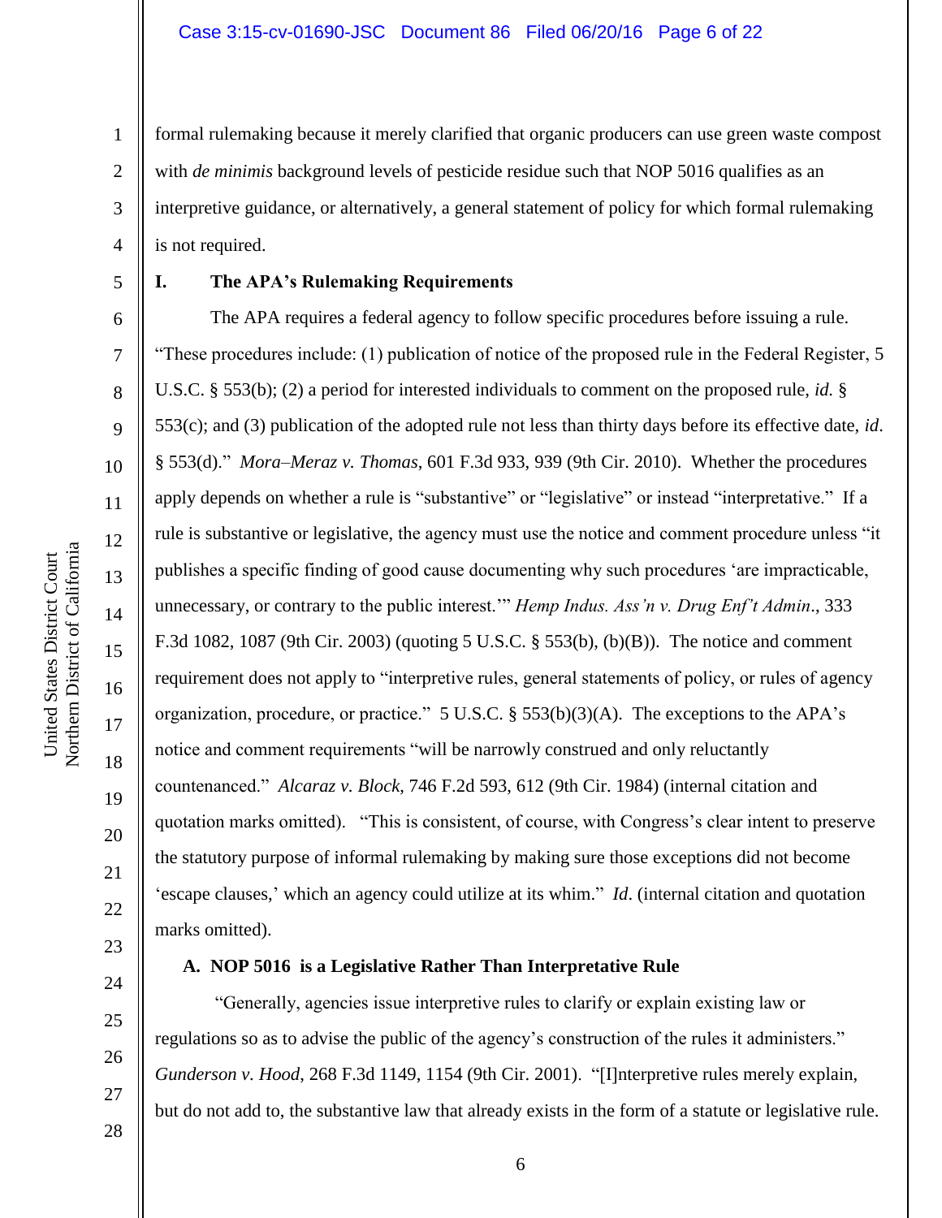formal rulemaking because it merely clarified that organic producers can use green waste compost with *de minimis* background levels of pesticide residue such that NOP 5016 qualifies as an interpretive guidance, or alternatively, a general statement of policy for which formal rulemaking is not required.

## I. The APA's Rulemaking Requirements

The APA requires a federal agency to follow specific procedures before issuing a rule. "These procedures include: (1) publication of notice of the proposed rule in the Federal Register, 5 U.S.C. § 553(b); (2) a period for interested individuals to comment on the proposed rule, *id.* § 553(c); and (3) publication of the adopted rule not less than thirty days before its effective date, *id*. § 553(d)." *Mora–Meraz v. Thomas*, 601 F.3d 933, 939 (9th Cir. 2010). Whether the procedures apply depends on whether a rule is "substantive" or "legislative" or instead "interpretative." If a rule is substantive or legislative, the agency must use the notice and comment procedure unless "it publishes a specific finding of good cause documenting why such procedures 'are impracticable, unnecessary, or contrary to the public interest.'" *Hemp Indus. Ass'n v. Drug Enf't Admin*., 333 F.3d 1082, 1087 (9th Cir. 2003) (quoting 5 U.S.C. § 553(b), (b)(B)). The notice and comment requirement does not apply to "interpretive rules, general statements of policy, or rules of agency organization, procedure, or practice." 5 U.S.C. § 553(b)(3)(A). The exceptions to the APA's notice and comment requirements "will be narrowly construed and only reluctantly countenanced." *Alcaraz v. Block*, 746 F.2d 593, 612 (9th Cir. 1984) (internal citation and quotation marks omitted). "This is consistent, of course, with Congress's clear intent to preserve the statutory purpose of informal rulemaking by making sure those exceptions did not become 'escape clauses,' which an agency could utilize at its whim." *Id*. (internal citation and quotation marks omitted).

### A. NOP 5016 is a Legislative Rather Than Interpretative Rule

"Generally, agencies issue interpretive rules to clarify or explain existing law or regulations so as to advise the public of the agency's construction of the rules it administers." *Gunderson v. Hood,* 268 F.3d 1149, 1154 (9th Cir. 2001). "[I]nterpretive rules merely explain, but do not add to, the substantive law that already exists in the form of a statute or legislative rule.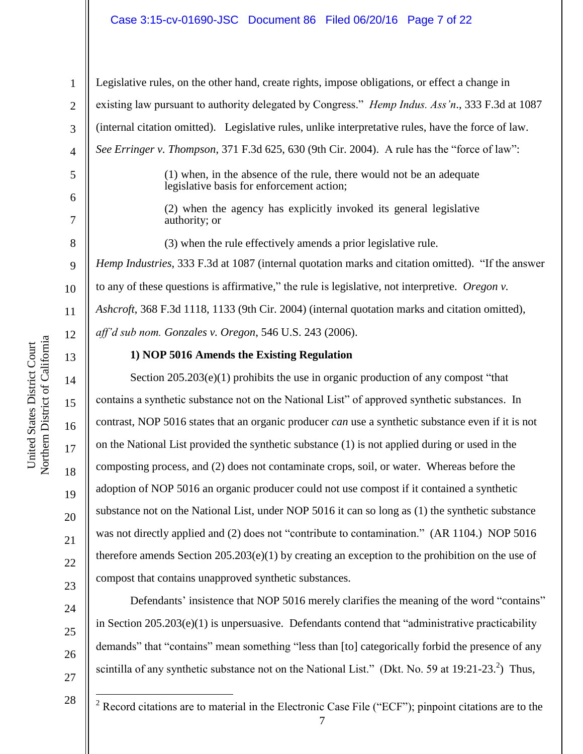Legislative rules, on the other hand, create rights, impose obligations, or effect a change in existing law pursuant to authority delegated by Congress." *Hemp Indus. Ass'n*., 333 F.3d at 1087 (internal citation omitted). Legislative rules, unlike interpretative rules, have the force of law. *See Erringer v. Thompson*, 371 F.3d 625, 630 (9th Cir. 2004). A rule has the "force of law":

> (1) when, in the absence of the rule, there would not be an adequate legislative basis for enforcement action;
>
> (2) when the agency has explicitly invoked its general legislative authority; or
>
> (3) when the rule effectively amends a prior legislative rule.

*Hemp Industries*, 333 F.3d at 1087 (internal quotation marks and citation omitted). "If the answer to any of these questions is affirmative," the rule is legislative, not interpretive. *Oregon v. Ashcroft*, 368 F.3d 1118, 1133 (9th Cir. 2004) (internal quotation marks and citation omitted), *aff'd sub nom. Gonzales v. Oregon*, 546 U.S. 243 (2006).

**1) NOP 5016 Amends the Existing Regulation**

Section 205.203(e)(1) prohibits the use in organic production of any compost "that contains a synthetic substance not on the National List" of approved synthetic substances. In contrast, NOP 5016 states that an organic producer *can* use a synthetic substance even if it is not on the National List provided the synthetic substance (1) is not applied during or used in the composting process, and (2) does not contaminate crops, soil, or water. Whereas before the adoption of NOP 5016 an organic producer could not use compost if it contained a synthetic substance not on the National List, under NOP 5016 it can so long as (1) the synthetic substance was not directly applied and (2) does not "contribute to contamination." (AR 1104.) NOP 5016 therefore amends Section 205.203(e)(1) by creating an exception to the prohibition on the use of compost that contains unapproved synthetic substances.

Defendants' insistence that NOP 5016 merely clarifies the meaning of the word "contains" in Section 205.203(e)(1) is unpersuasive. Defendants contend that "administrative practicability demands" that "contains" mean something "less than [to] categorically forbid the presence of any scintilla of any synthetic substance not on the National List." (Dkt. No. 59 at 19:21-23.[2]) Thus,

[2] Record citations are to material in the Electronic Case File ("ECF"); pinpoint citations are to the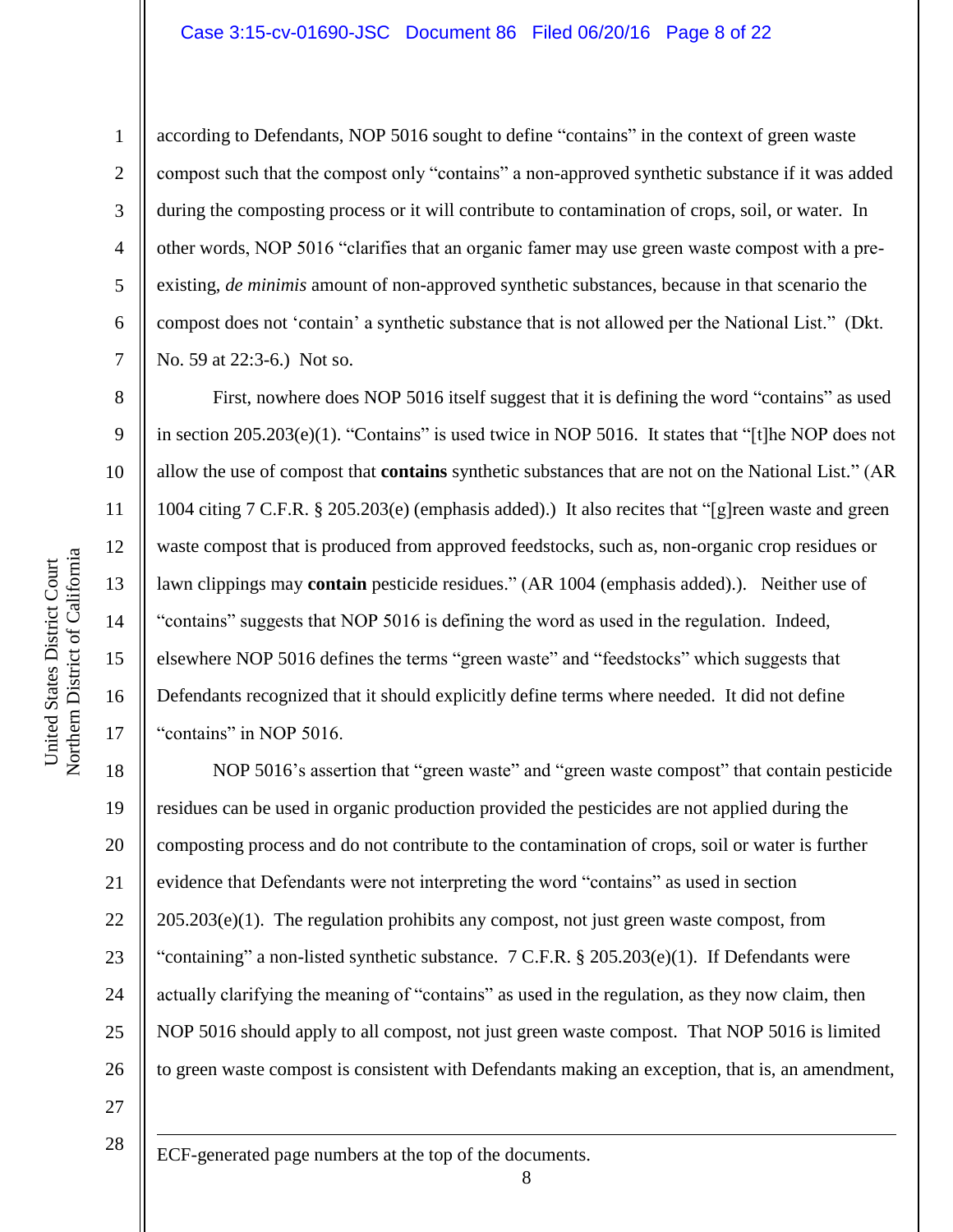according to Defendants, NOP 5016 sought to define "contains" in the context of green waste compost such that the compost only "contains" a non-approved synthetic substance if it was added during the composting process or it will contribute to contamination of crops, soil, or water. In other words, NOP 5016 "clarifies that an organic famer may use green waste compost with a pre-existing, *de minimis* amount of non-approved synthetic substances, because in that scenario the compost does not 'contain' a synthetic substance that is not allowed per the National List." (Dkt. No. 59 at 22:3-6.) Not so.

First, nowhere does NOP 5016 itself suggest that it is defining the word "contains" as used in section 205.203(e)(1). "Contains" is used twice in NOP 5016. It states that "[t]he NOP does not allow the use of compost that **contains** synthetic substances that are not on the National List." (AR 1004 citing 7 C.F.R. § 205.203(e) (emphasis added).) It also recites that "[g]reen waste and green waste compost that is produced from approved feedstocks, such as, non-organic crop residues or lawn clippings may **contain** pesticide residues." (AR 1004 (emphasis added).). Neither use of "contains" suggests that NOP 5016 is defining the word as used in the regulation. Indeed, elsewhere NOP 5016 defines the terms "green waste" and "feedstocks" which suggests that Defendants recognized that it should explicitly define terms where needed. It did not define "contains" in NOP 5016.

NOP 5016's assertion that "green waste" and "green waste compost" that contain pesticide residues can be used in organic production provided the pesticides are not applied during the composting process and do not contribute to the contamination of crops, soil or water is further evidence that Defendants were not interpreting the word "contains" as used in section 205.203(e)(1). The regulation prohibits any compost, not just green waste compost, from "containing" a non-listed synthetic substance. 7 C.F.R. § 205.203(e)(1). If Defendants were actually clarifying the meaning of "contains" as used in the regulation, as they now claim, then NOP 5016 should apply to all compost, not just green waste compost. That NOP 5016 is limited to green waste compost is consistent with Defendants making an exception, that is, an amendment,

---

ECF-generated page numbers at the top of the documents.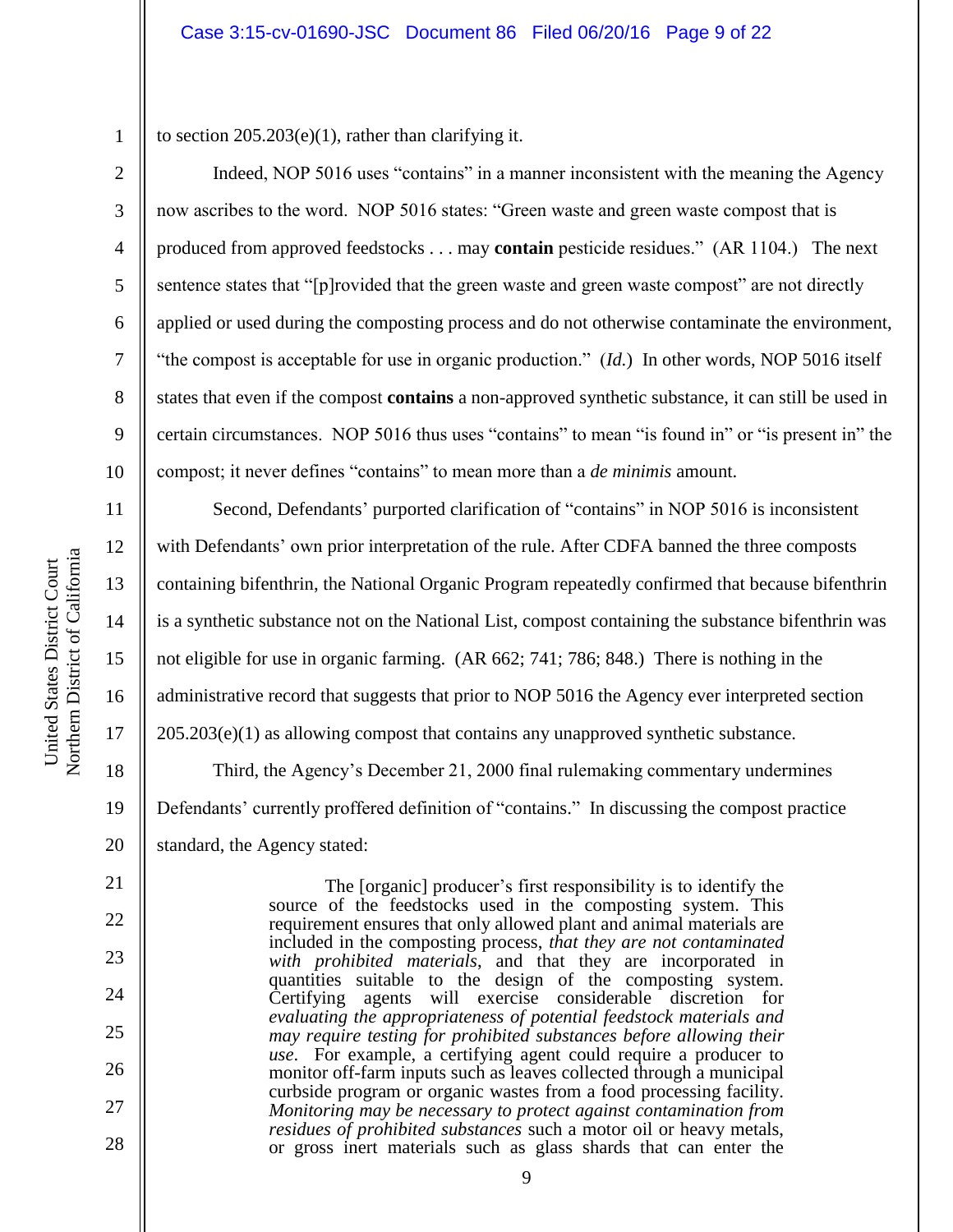to section 205.203(e)(1), rather than clarifying it.

Indeed, NOP 5016 uses "contains" in a manner inconsistent with the meaning the Agency now ascribes to the word. NOP 5016 states: "Green waste and green waste compost that is produced from approved feedstocks . . . may **contain** pesticide residues." (AR 1104.) The next sentence states that "[p]rovided that the green waste and green waste compost" are not directly applied or used during the composting process and do not otherwise contaminate the environment, "the compost is acceptable for use in organic production." (*Id.*) In other words, NOP 5016 itself states that even if the compost **contains** a non-approved synthetic substance, it can still be used in certain circumstances. NOP 5016 thus uses "contains" to mean "is found in" or "is present in" the compost; it never defines "contains" to mean more than a *de minimis* amount.

Second, Defendants' purported clarification of "contains" in NOP 5016 is inconsistent with Defendants' own prior interpretation of the rule. After CDFA banned the three composts containing bifenthrin, the National Organic Program repeatedly confirmed that because bifenthrin is a synthetic substance not on the National List, compost containing the substance bifenthrin was not eligible for use in organic farming. (AR 662; 741; 786; 848.) There is nothing in the administrative record that suggests that prior to NOP 5016 the Agency ever interpreted section 205.203(e)(1) as allowing compost that contains any unapproved synthetic substance.

Third, the Agency's December 21, 2000 final rulemaking commentary undermines Defendants' currently proffered definition of "contains." In discussing the compost practice standard, the Agency stated:

> The [organic] producer's first responsibility is to identify the source of the feedstocks used in the composting system. This requirement ensures that only allowed plant and animal materials are included in the composting process, *that they are not contaminated with prohibited materials*, and that they are incorporated in quantities suitable to the design of the composting system. Certifying agents will exercise considerable discretion for *evaluating the appropriateness of potential feedstock materials and may require testing for prohibited substances before allowing their use*. For example, a certifying agent could require a producer to monitor off-farm inputs such as leaves collected through a municipal curbside program or organic wastes from a food processing facility. *Monitoring may be necessary to protect against contamination from residues of prohibited substances* such a motor oil or heavy metals, or gross inert materials such as glass shards that can enter the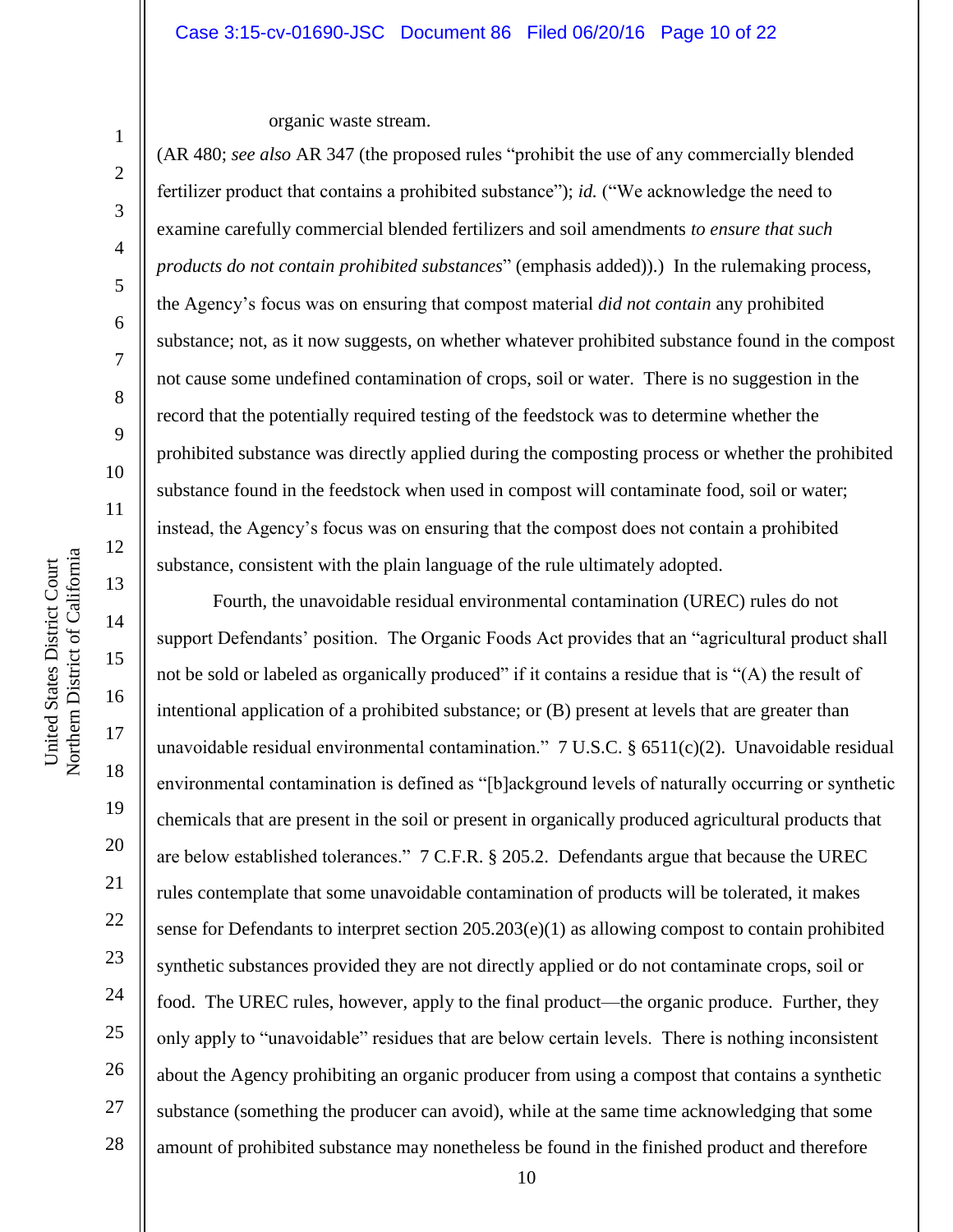organic waste stream.

(AR 480; *see also* AR 347 (the proposed rules "prohibit the use of any commercially blended fertilizer product that contains a prohibited substance"); *id.* ("We acknowledge the need to examine carefully commercial blended fertilizers and soil amendments *to ensure that such products do not contain prohibited substances*" (emphasis added)).) In the rulemaking process, the Agency's focus was on ensuring that compost material *did not contain* any prohibited substance; not, as it now suggests, on whether whatever prohibited substance found in the compost not cause some undefined contamination of crops, soil or water. There is no suggestion in the record that the potentially required testing of the feedstock was to determine whether the prohibited substance was directly applied during the composting process or whether the prohibited substance found in the feedstock when used in compost will contaminate food, soil or water; instead, the Agency's focus was on ensuring that the compost does not contain a prohibited substance, consistent with the plain language of the rule ultimately adopted.

Fourth, the unavoidable residual environmental contamination (UREC) rules do not support Defendants' position. The Organic Foods Act provides that an "agricultural product shall not be sold or labeled as organically produced" if it contains a residue that is "(A) the result of intentional application of a prohibited substance; or (B) present at levels that are greater than unavoidable residual environmental contamination." 7 U.S.C. § 6511(c)(2). Unavoidable residual environmental contamination is defined as "[b]ackground levels of naturally occurring or synthetic chemicals that are present in the soil or present in organically produced agricultural products that are below established tolerances." 7 C.F.R. § 205.2. Defendants argue that because the UREC rules contemplate that some unavoidable contamination of products will be tolerated, it makes sense for Defendants to interpret section 205.203(e)(1) as allowing compost to contain prohibited synthetic substances provided they are not directly applied or do not contaminate crops, soil or food. The UREC rules, however, apply to the final product—the organic produce. Further, they only apply to "unavoidable" residues that are below certain levels. There is nothing inconsistent about the Agency prohibiting an organic producer from using a compost that contains a synthetic substance (something the producer can avoid), while at the same time acknowledging that some amount of prohibited substance may nonetheless be found in the finished product and therefore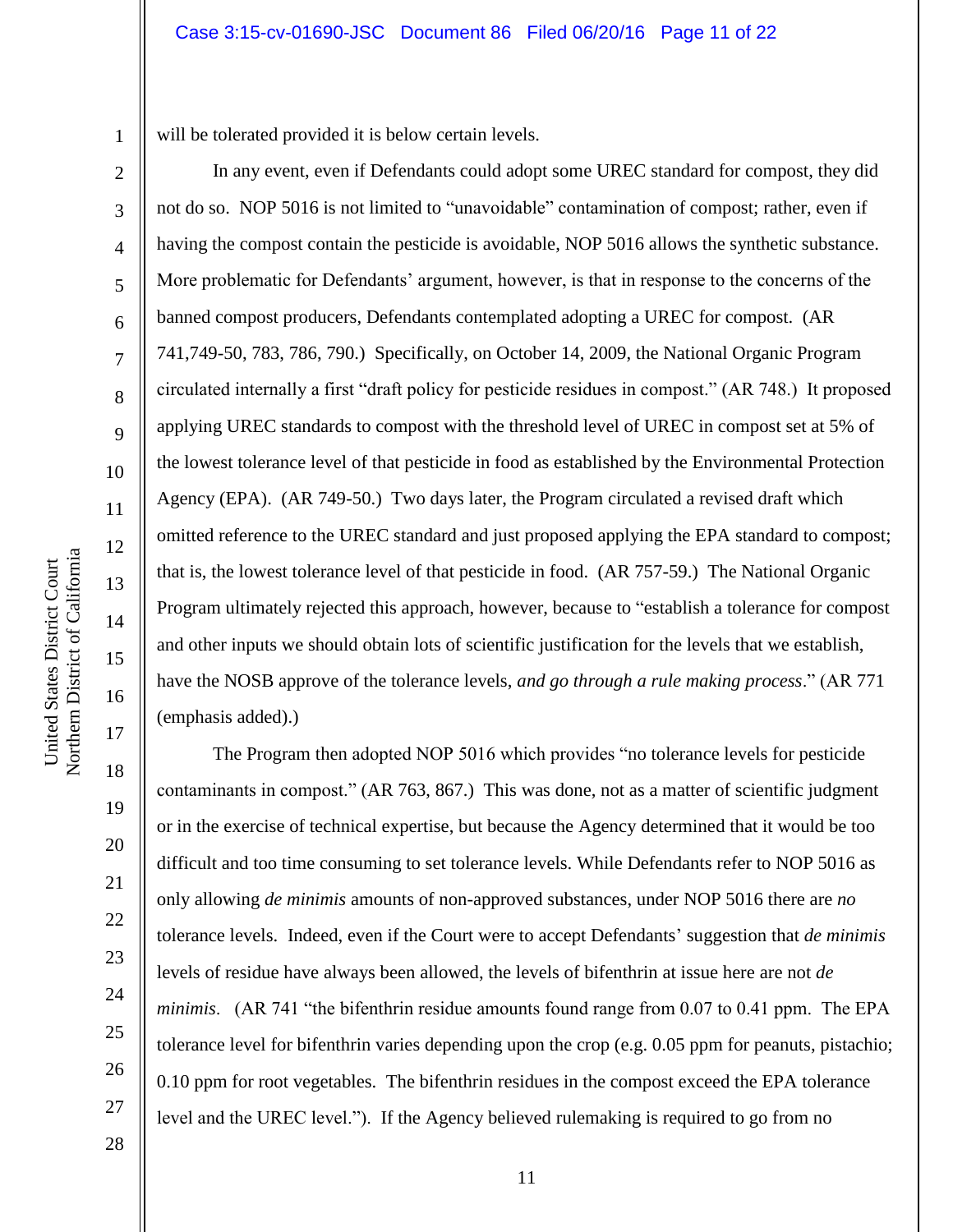will be tolerated provided it is below certain levels.

In any event, even if Defendants could adopt some UREC standard for compost, they did not do so. NOP 5016 is not limited to "unavoidable" contamination of compost; rather, even if having the compost contain the pesticide is avoidable, NOP 5016 allows the synthetic substance. More problematic for Defendants' argument, however, is that in response to the concerns of the banned compost producers, Defendants contemplated adopting a UREC for compost. (AR 741,749-50, 783, 786, 790.) Specifically, on October 14, 2009, the National Organic Program circulated internally a first "draft policy for pesticide residues in compost." (AR 748.) It proposed applying UREC standards to compost with the threshold level of UREC in compost set at 5% of the lowest tolerance level of that pesticide in food as established by the Environmental Protection Agency (EPA). (AR 749-50.) Two days later, the Program circulated a revised draft which omitted reference to the UREC standard and just proposed applying the EPA standard to compost; that is, the lowest tolerance level of that pesticide in food. (AR 757-59.) The National Organic Program ultimately rejected this approach, however, because to "establish a tolerance for compost and other inputs we should obtain lots of scientific justification for the levels that we establish, have the NOSB approve of the tolerance levels, *and go through a rule making process*." (AR 771 (emphasis added).)

The Program then adopted NOP 5016 which provides "no tolerance levels for pesticide contaminants in compost." (AR 763, 867.) This was done, not as a matter of scientific judgment or in the exercise of technical expertise, but because the Agency determined that it would be too difficult and too time consuming to set tolerance levels. While Defendants refer to NOP 5016 as only allowing *de minimis* amounts of non-approved substances, under NOP 5016 there are *no* tolerance levels. Indeed, even if the Court were to accept Defendants' suggestion that *de minimis* levels of residue have always been allowed, the levels of bifenthrin at issue here are not *de minimis*. (AR 741 "the bifenthrin residue amounts found range from 0.07 to 0.41 ppm. The EPA tolerance level for bifenthrin varies depending upon the crop (e.g. 0.05 ppm for peanuts, pistachio; 0.10 ppm for root vegetables. The bifenthrin residues in the compost exceed the EPA tolerance level and the UREC level."). If the Agency believed rulemaking is required to go from no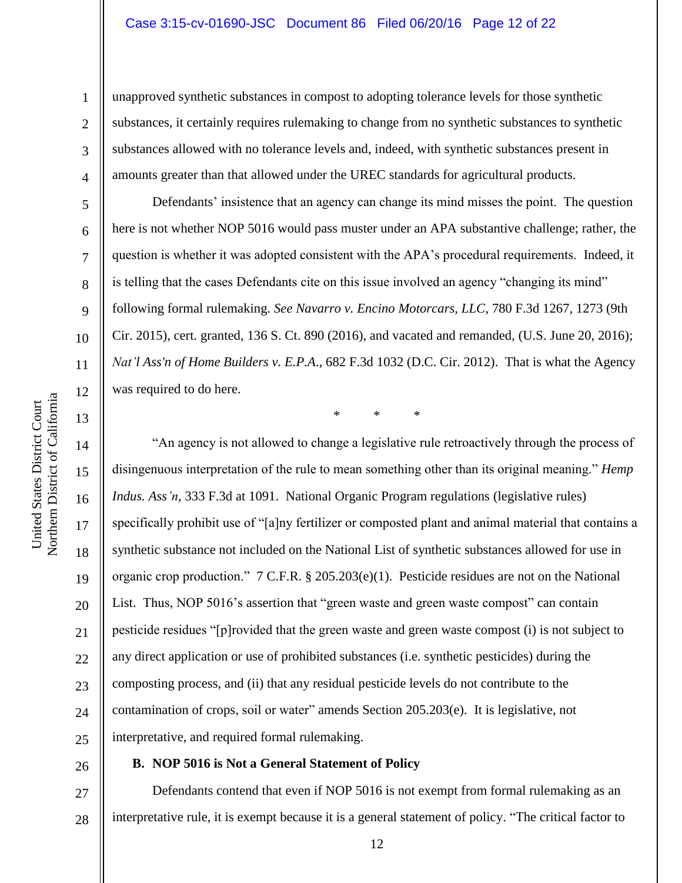unapproved synthetic substances in compost to adopting tolerance levels for those synthetic substances, it certainly requires rulemaking to change from no synthetic substances to synthetic substances allowed with no tolerance levels and, indeed, with synthetic substances present in amounts greater than that allowed under the UREC standards for agricultural products.

Defendants' insistence that an agency can change its mind misses the point. The question here is not whether NOP 5016 would pass muster under an APA substantive challenge; rather, the question is whether it was adopted consistent with the APA's procedural requirements. Indeed, it is telling that the cases Defendants cite on this issue involved an agency "changing its mind" following formal rulemaking. *See Navarro v. Encino Motorcars, LLC*, 780 F.3d 1267, 1273 (9th Cir. 2015), cert. granted, 136 S. Ct. 890 (2016), and vacated and remanded, (U.S. June 20, 2016); *Nat'l Ass'n of Home Builders v. E.P.A.*, 682 F.3d 1032 (D.C. Cir. 2012). That is what the Agency was required to do here.

\* \* \*

"An agency is not allowed to change a legislative rule retroactively through the process of disingenuous interpretation of the rule to mean something other than its original meaning." *Hemp Indus. Ass'n*, 333 F.3d at 1091. National Organic Program regulations (legislative rules) specifically prohibit use of "[a]ny fertilizer or composted plant and animal material that contains a synthetic substance not included on the National List of synthetic substances allowed for use in organic crop production." 7 C.F.R. § 205.203(e)(1). Pesticide residues are not on the National List. Thus, NOP 5016's assertion that "green waste and green waste compost" can contain pesticide residues "[p]rovided that the green waste and green waste compost (i) is not subject to any direct application or use of prohibited substances (i.e. synthetic pesticides) during the composting process, and (ii) that any residual pesticide levels do not contribute to the contamination of crops, soil or water" amends Section 205.203(e). It is legislative, not interpretative, and required formal rulemaking.

### B. NOP 5016 is Not a General Statement of Policy

Defendants contend that even if NOP 5016 is not exempt from formal rulemaking as an interpretative rule, it is exempt because it is a general statement of policy. "The critical factor to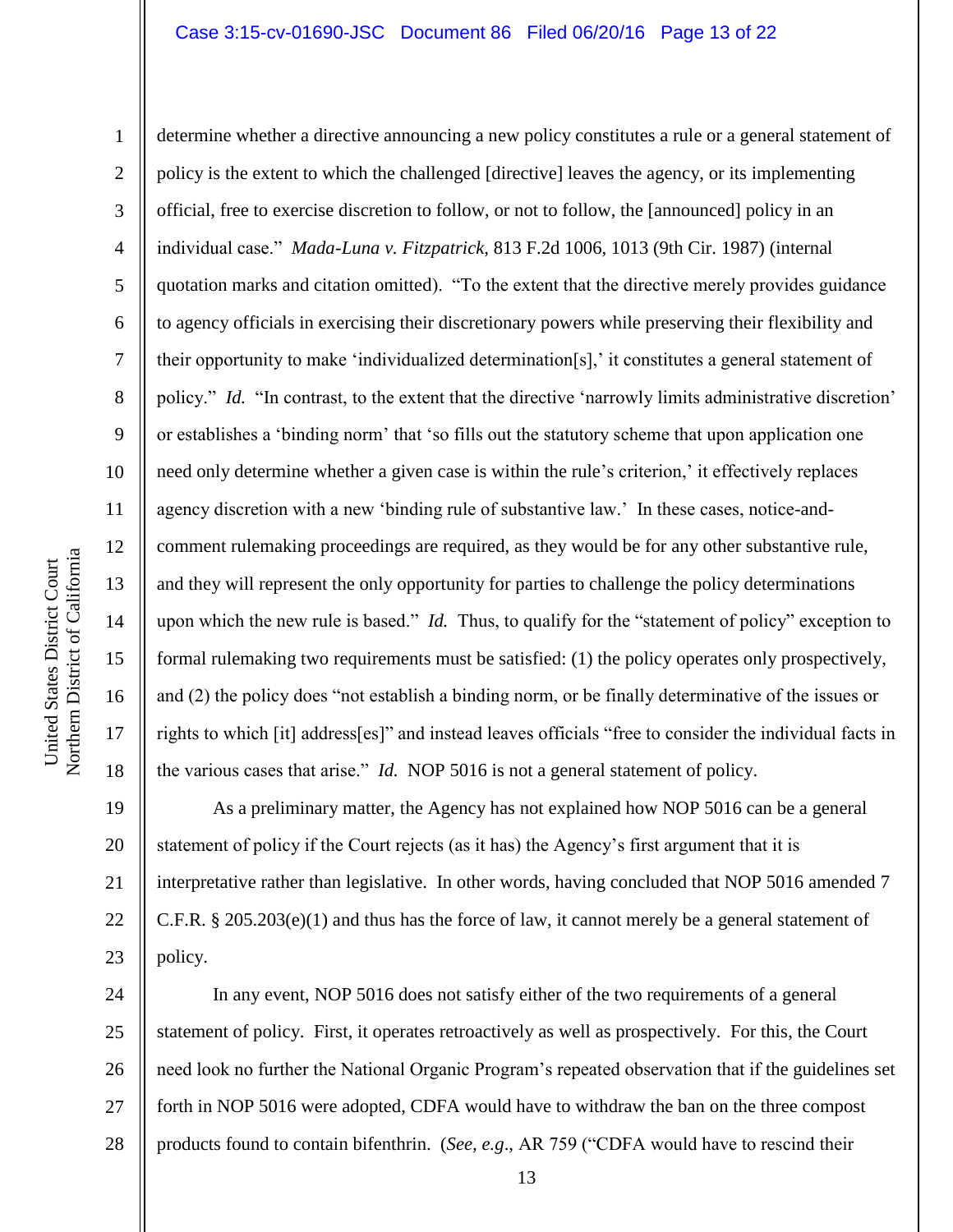determine whether a directive announcing a new policy constitutes a rule or a general statement of policy is the extent to which the challenged [directive] leaves the agency, or its implementing official, free to exercise discretion to follow, or not to follow, the [announced] policy in an individual case." *Mada-Luna v. Fitzpatrick*, 813 F.2d 1006, 1013 (9th Cir. 1987) (internal quotation marks and citation omitted). "To the extent that the directive merely provides guidance to agency officials in exercising their discretionary powers while preserving their flexibility and their opportunity to make 'individualized determination[s],' it constitutes a general statement of policy." *Id.* "In contrast, to the extent that the directive 'narrowly limits administrative discretion' or establishes a 'binding norm' that 'so fills out the statutory scheme that upon application one need only determine whether a given case is within the rule's criterion,' it effectively replaces agency discretion with a new 'binding rule of substantive law.' In these cases, notice-and-comment rulemaking proceedings are required, as they would be for any other substantive rule, and they will represent the only opportunity for parties to challenge the policy determinations upon which the new rule is based." *Id.* Thus, to qualify for the "statement of policy" exception to formal rulemaking two requirements must be satisfied: (1) the policy operates only prospectively, and (2) the policy does "not establish a binding norm, or be finally determinative of the issues or rights to which [it] address[es]" and instead leaves officials "free to consider the individual facts in the various cases that arise." *Id.* NOP 5016 is not a general statement of policy.

As a preliminary matter, the Agency has not explained how NOP 5016 can be a general statement of policy if the Court rejects (as it has) the Agency's first argument that it is interpretative rather than legislative. In other words, having concluded that NOP 5016 amended 7 C.F.R. § 205.203(e)(1) and thus has the force of law, it cannot merely be a general statement of policy.

In any event, NOP 5016 does not satisfy either of the two requirements of a general statement of policy. First, it operates retroactively as well as prospectively. For this, the Court need look no further the National Organic Program's repeated observation that if the guidelines set forth in NOP 5016 were adopted, CDFA would have to withdraw the ban on the three compost products found to contain bifenthrin. (*See, e.g.*, AR 759 ("CDFA would have to rescind their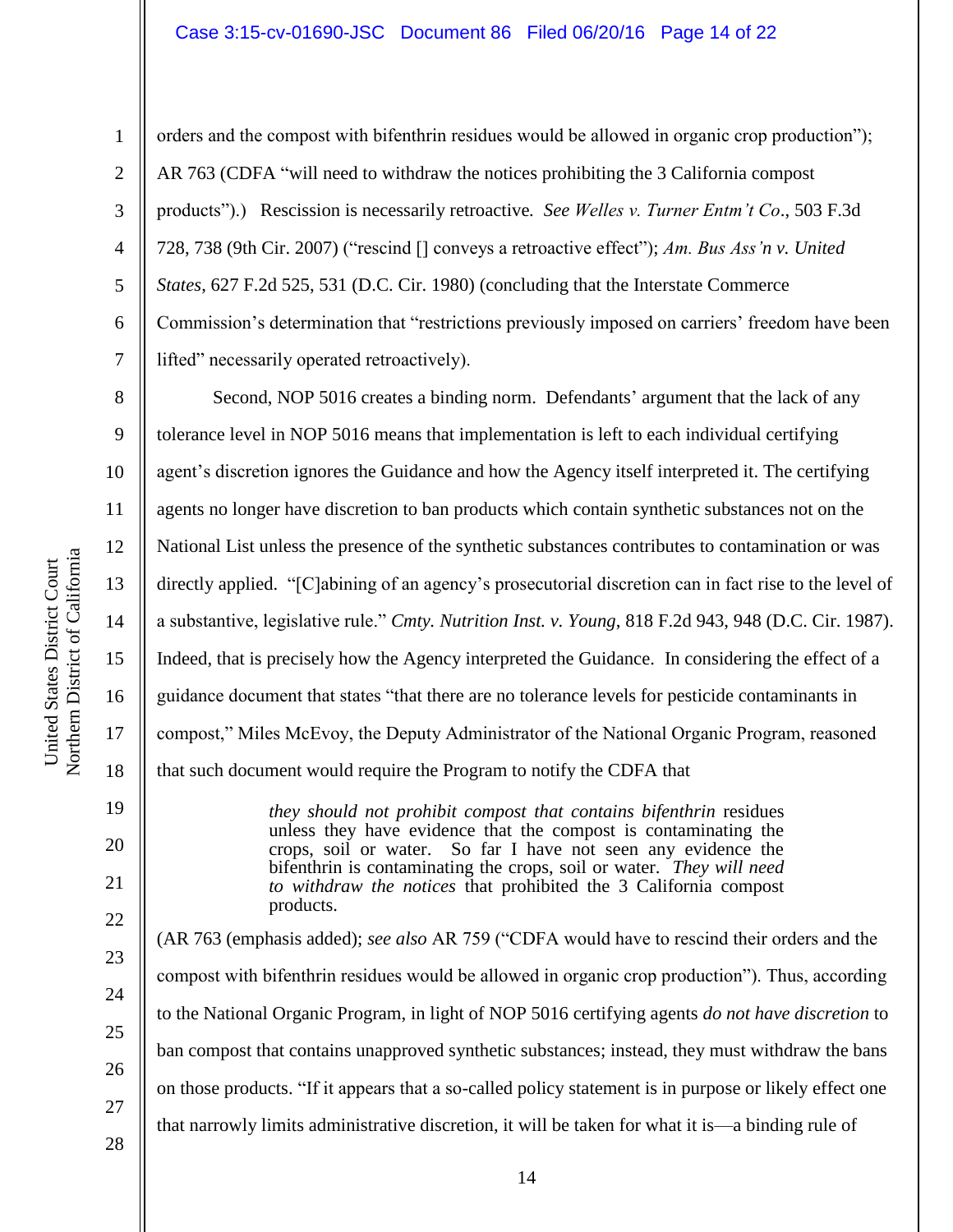orders and the compost with bifenthrin residues would be allowed in organic crop production"); AR 763 (CDFA "will need to withdraw the notices prohibiting the 3 California compost products").) Rescission is necessarily retroactive. *See Welles v. Turner Entm't Co*., 503 F.3d 728, 738 (9th Cir. 2007) ("rescind [] conveys a retroactive effect"); *Am. Bus Ass'n v. United States*, 627 F.2d 525, 531 (D.C. Cir. 1980) (concluding that the Interstate Commerce Commission's determination that "restrictions previously imposed on carriers' freedom have been lifted" necessarily operated retroactively).

Second, NOP 5016 creates a binding norm. Defendants' argument that the lack of any tolerance level in NOP 5016 means that implementation is left to each individual certifying agent's discretion ignores the Guidance and how the Agency itself interpreted it. The certifying agents no longer have discretion to ban products which contain synthetic substances not on the National List unless the presence of the synthetic substances contributes to contamination or was directly applied. "[C]abining of an agency's prosecutorial discretion can in fact rise to the level of a substantive, legislative rule." *Cmty. Nutrition Inst. v. Young*, 818 F.2d 943, 948 (D.C. Cir. 1987). Indeed, that is precisely how the Agency interpreted the Guidance. In considering the effect of a guidance document that states "that there are no tolerance levels for pesticide contaminants in compost," Miles McEvoy, the Deputy Administrator of the National Organic Program, reasoned that such document would require the Program to notify the CDFA that

> *they should not prohibit compost that contains bifenthrin* residues unless they have evidence that the compost is contaminating the crops, soil or water. So far I have not seen any evidence the bifenthrin is contaminating the crops, soil or water. *They will need to withdraw the notices* that prohibited the 3 California compost products.

(AR 763 (emphasis added); *see also* AR 759 ("CDFA would have to rescind their orders and the compost with bifenthrin residues would be allowed in organic crop production"). Thus, according to the National Organic Program, in light of NOP 5016 certifying agents *do not have discretion* to ban compost that contains unapproved synthetic substances; instead, they must withdraw the bans on those products. "If it appears that a so-called policy statement is in purpose or likely effect one that narrowly limits administrative discretion, it will be taken for what it is—a binding rule of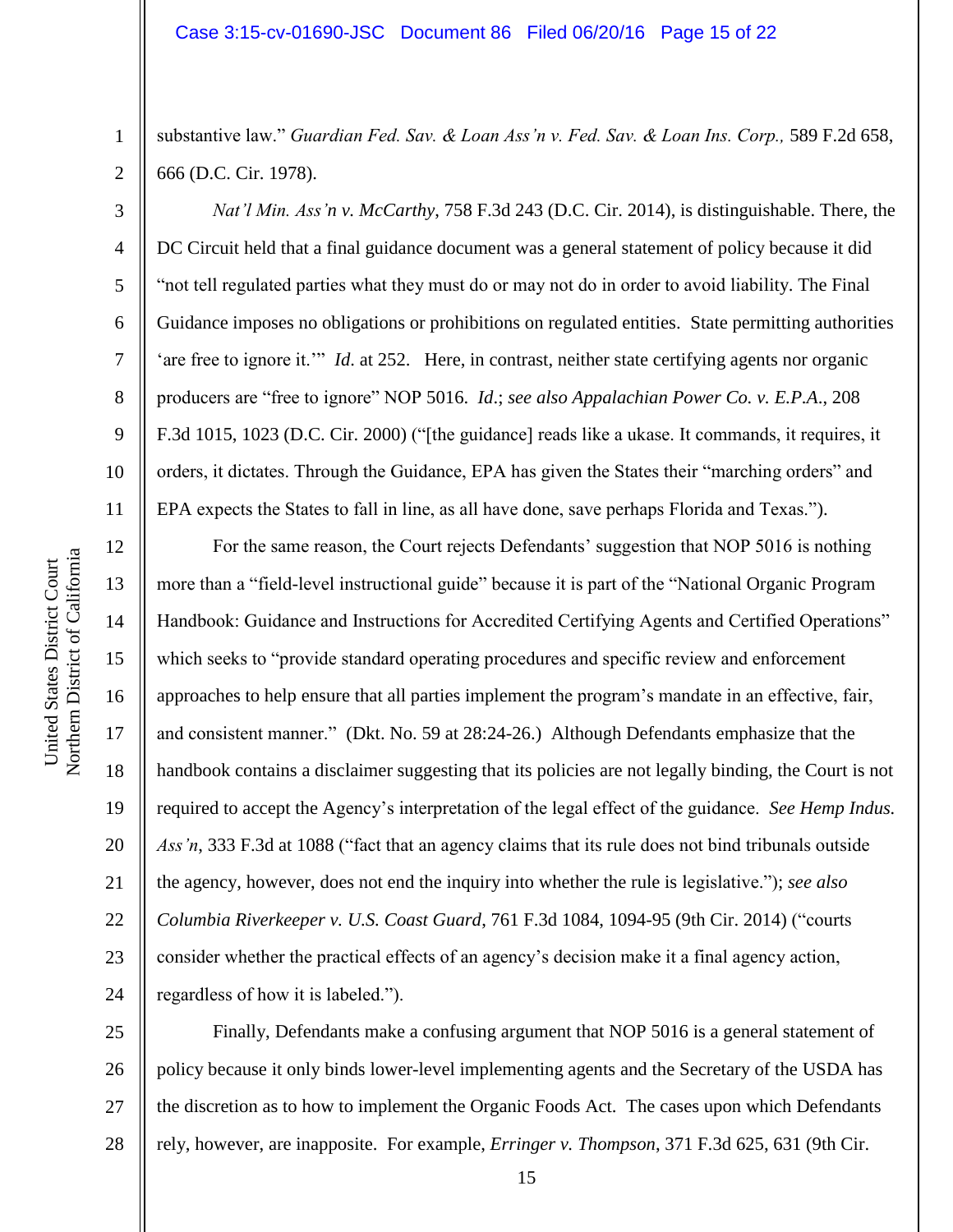substantive law." *Guardian Fed. Sav. & Loan Ass'n v. Fed. Sav. & Loan Ins. Corp.,* 589 F.2d 658, 666 (D.C. Cir. 1978).

*Nat'l Min. Ass'n v. McCarthy*, 758 F.3d 243 (D.C. Cir. 2014), is distinguishable. There, the DC Circuit held that a final guidance document was a general statement of policy because it did "not tell regulated parties what they must do or may not do in order to avoid liability. The Final Guidance imposes no obligations or prohibitions on regulated entities. State permitting authorities 'are free to ignore it.'" *Id*. at 252. Here, in contrast, neither state certifying agents nor organic producers are "free to ignore" NOP 5016. *Id*.; *see also Appalachian Power Co. v. E.P.A.*, 208 F.3d 1015, 1023 (D.C. Cir. 2000) ("[the guidance] reads like a ukase. It commands, it requires, it orders, it dictates. Through the Guidance, EPA has given the States their "marching orders" and EPA expects the States to fall in line, as all have done, save perhaps Florida and Texas.").

For the same reason, the Court rejects Defendants' suggestion that NOP 5016 is nothing more than a "field-level instructional guide" because it is part of the "National Organic Program Handbook: Guidance and Instructions for Accredited Certifying Agents and Certified Operations" which seeks to "provide standard operating procedures and specific review and enforcement approaches to help ensure that all parties implement the program's mandate in an effective, fair, and consistent manner." (Dkt. No. 59 at 28:24-26.) Although Defendants emphasize that the handbook contains a disclaimer suggesting that its policies are not legally binding, the Court is not required to accept the Agency's interpretation of the legal effect of the guidance. *See Hemp Indus. Ass'n*, 333 F.3d at 1088 ("fact that an agency claims that its rule does not bind tribunals outside the agency, however, does not end the inquiry into whether the rule is legislative."); *see also Columbia Riverkeeper v. U.S. Coast Guard*, 761 F.3d 1084, 1094-95 (9th Cir. 2014) ("courts consider whether the practical effects of an agency's decision make it a final agency action, regardless of how it is labeled.").

Finally, Defendants make a confusing argument that NOP 5016 is a general statement of policy because it only binds lower-level implementing agents and the Secretary of the USDA has the discretion as to how to implement the Organic Foods Act. The cases upon which Defendants rely, however, are inapposite. For example, *Erringer v. Thompson*, 371 F.3d 625, 631 (9th Cir.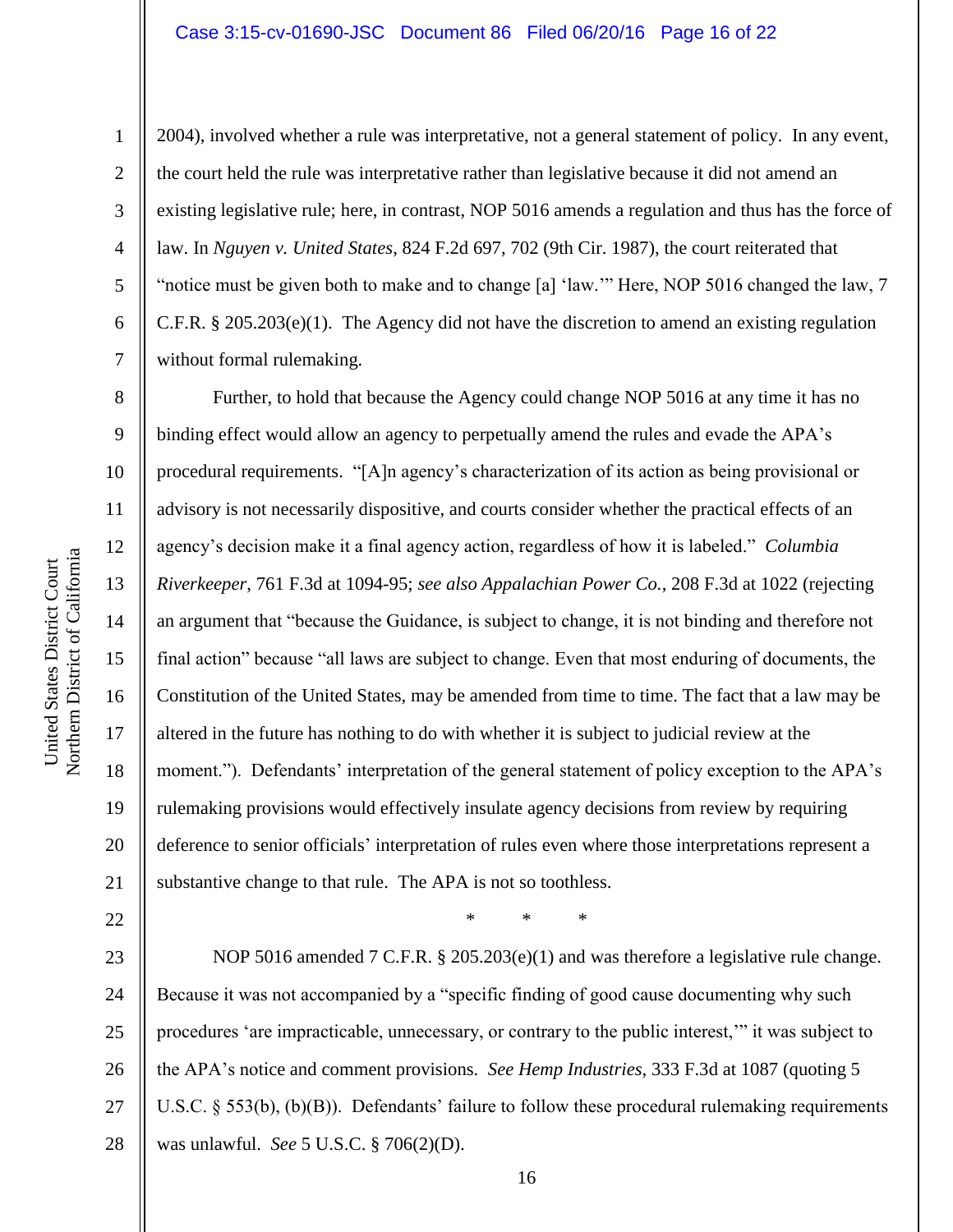2004), involved whether a rule was interpretative, not a general statement of policy. In any event, the court held the rule was interpretative rather than legislative because it did not amend an existing legislative rule; here, in contrast, NOP 5016 amends a regulation and thus has the force of law. In *Nguyen v. United States*, 824 F.2d 697, 702 (9th Cir. 1987), the court reiterated that "notice must be given both to make and to change [a] 'law.'" Here, NOP 5016 changed the law, 7 C.F.R. § 205.203(e)(1). The Agency did not have the discretion to amend an existing regulation without formal rulemaking.

Further, to hold that because the Agency could change NOP 5016 at any time it has no binding effect would allow an agency to perpetually amend the rules and evade the APA's procedural requirements. "[A]n agency's characterization of its action as being provisional or advisory is not necessarily dispositive, and courts consider whether the practical effects of an agency's decision make it a final agency action, regardless of how it is labeled." *Columbia Riverkeeper*, 761 F.3d at 1094-95; *see also Appalachian Power Co.*, 208 F.3d at 1022 (rejecting an argument that "because the Guidance, is subject to change, it is not binding and therefore not final action" because "all laws are subject to change. Even that most enduring of documents, the Constitution of the United States, may be amended from time to time. The fact that a law may be altered in the future has nothing to do with whether it is subject to judicial review at the moment."). Defendants' interpretation of the general statement of policy exception to the APA's rulemaking provisions would effectively insulate agency decisions from review by requiring deference to senior officials' interpretation of rules even where those interpretations represent a substantive change to that rule. The APA is not so toothless.

\* \* \*

NOP 5016 amended 7 C.F.R. § 205.203(e)(1) and was therefore a legislative rule change. Because it was not accompanied by a "specific finding of good cause documenting why such procedures 'are impracticable, unnecessary, or contrary to the public interest,'" it was subject to the APA's notice and comment provisions. *See Hemp Industries*, 333 F.3d at 1087 (quoting 5 U.S.C. § 553(b), (b)(B)). Defendants' failure to follow these procedural rulemaking requirements was unlawful. *See* 5 U.S.C. § 706(2)(D).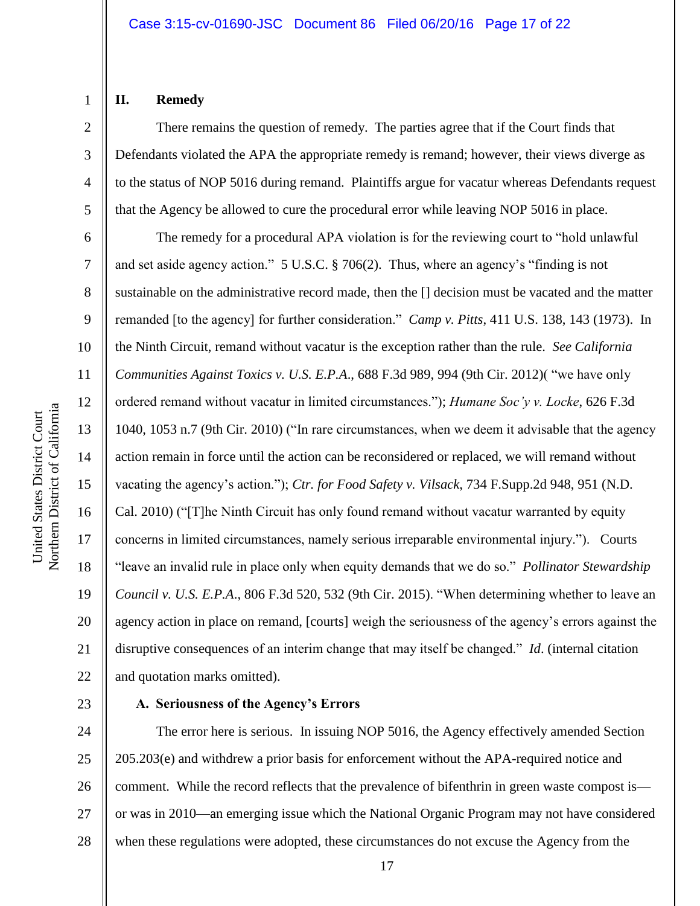## II. Remedy

There remains the question of remedy. The parties agree that if the Court finds that Defendants violated the APA the appropriate remedy is remand; however, their views diverge as to the status of NOP 5016 during remand. Plaintiffs argue for vacatur whereas Defendants request that the Agency be allowed to cure the procedural error while leaving NOP 5016 in place.

The remedy for a procedural APA violation is for the reviewing court to "hold unlawful and set aside agency action." 5 U.S.C. § 706(2). Thus, where an agency's "finding is not sustainable on the administrative record made, then the [] decision must be vacated and the matter remanded [to the agency] for further consideration." *Camp v. Pitts*, 411 U.S. 138, 143 (1973). In the Ninth Circuit, remand without vacatur is the exception rather than the rule. *See California Communities Against Toxics v. U.S. E.P.A.*, 688 F.3d 989, 994 (9th Cir. 2012)( "we have only ordered remand without vacatur in limited circumstances."); *Humane Soc'y v. Locke*, 626 F.3d 1040, 1053 n.7 (9th Cir. 2010) ("In rare circumstances, when we deem it advisable that the agency action remain in force until the action can be reconsidered or replaced, we will remand without vacating the agency's action."); *Ctr. for Food Safety v. Vilsack*, 734 F.Supp.2d 948, 951 (N.D. Cal. 2010) ("[T]he Ninth Circuit has only found remand without vacatur warranted by equity concerns in limited circumstances, namely serious irreparable environmental injury."). Courts "leave an invalid rule in place only when equity demands that we do so." *Pollinator Stewardship Council v. U.S. E.P.A.*, 806 F.3d 520, 532 (9th Cir. 2015). "When determining whether to leave an agency action in place on remand, [courts] weigh the seriousness of the agency's errors against the disruptive consequences of an interim change that may itself be changed." *Id*. (internal citation and quotation marks omitted).

### A. Seriousness of the Agency's Errors

The error here is serious. In issuing NOP 5016, the Agency effectively amended Section 205.203(e) and withdrew a prior basis for enforcement without the APA-required notice and comment. While the record reflects that the prevalence of bifenthrin in green waste compost is—or was in 2010—an emerging issue which the National Organic Program may not have considered when these regulations were adopted, these circumstances do not excuse the Agency from the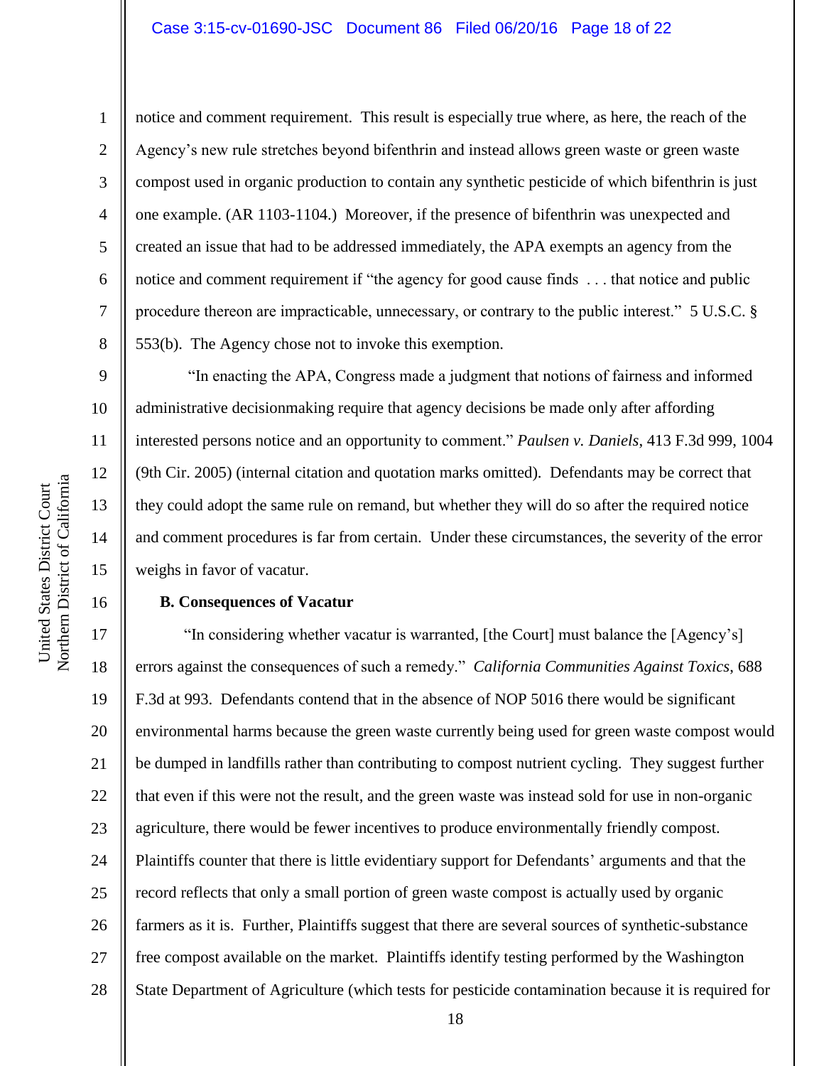notice and comment requirement. This result is especially true where, as here, the reach of the Agency's new rule stretches beyond bifenthrin and instead allows green waste or green waste compost used in organic production to contain any synthetic pesticide of which bifenthrin is just one example. (AR 1103-1104.) Moreover, if the presence of bifenthrin was unexpected and created an issue that had to be addressed immediately, the APA exempts an agency from the notice and comment requirement if "the agency for good cause finds . . . that notice and public procedure thereon are impracticable, unnecessary, or contrary to the public interest." 5 U.S.C. § 553(b). The Agency chose not to invoke this exemption.

"In enacting the APA, Congress made a judgment that notions of fairness and informed administrative decisionmaking require that agency decisions be made only after affording interested persons notice and an opportunity to comment." *Paulsen v. Daniels*, 413 F.3d 999, 1004 (9th Cir. 2005) (internal citation and quotation marks omitted). Defendants may be correct that they could adopt the same rule on remand, but whether they will do so after the required notice and comment procedures is far from certain. Under these circumstances, the severity of the error weighs in favor of vacatur.

**B. Consequences of Vacatur**

"In considering whether vacatur is warranted, [the Court] must balance the [Agency's] errors against the consequences of such a remedy." *California Communities Against Toxics*, 688 F.3d at 993. Defendants contend that in the absence of NOP 5016 there would be significant environmental harms because the green waste currently being used for green waste compost would be dumped in landfills rather than contributing to compost nutrient cycling. They suggest further that even if this were not the result, and the green waste was instead sold for use in non-organic agriculture, there would be fewer incentives to produce environmentally friendly compost. Plaintiffs counter that there is little evidentiary support for Defendants' arguments and that the record reflects that only a small portion of green waste compost is actually used by organic farmers as it is. Further, Plaintiffs suggest that there are several sources of synthetic-substance free compost available on the market. Plaintiffs identify testing performed by the Washington State Department of Agriculture (which tests for pesticide contamination because it is required for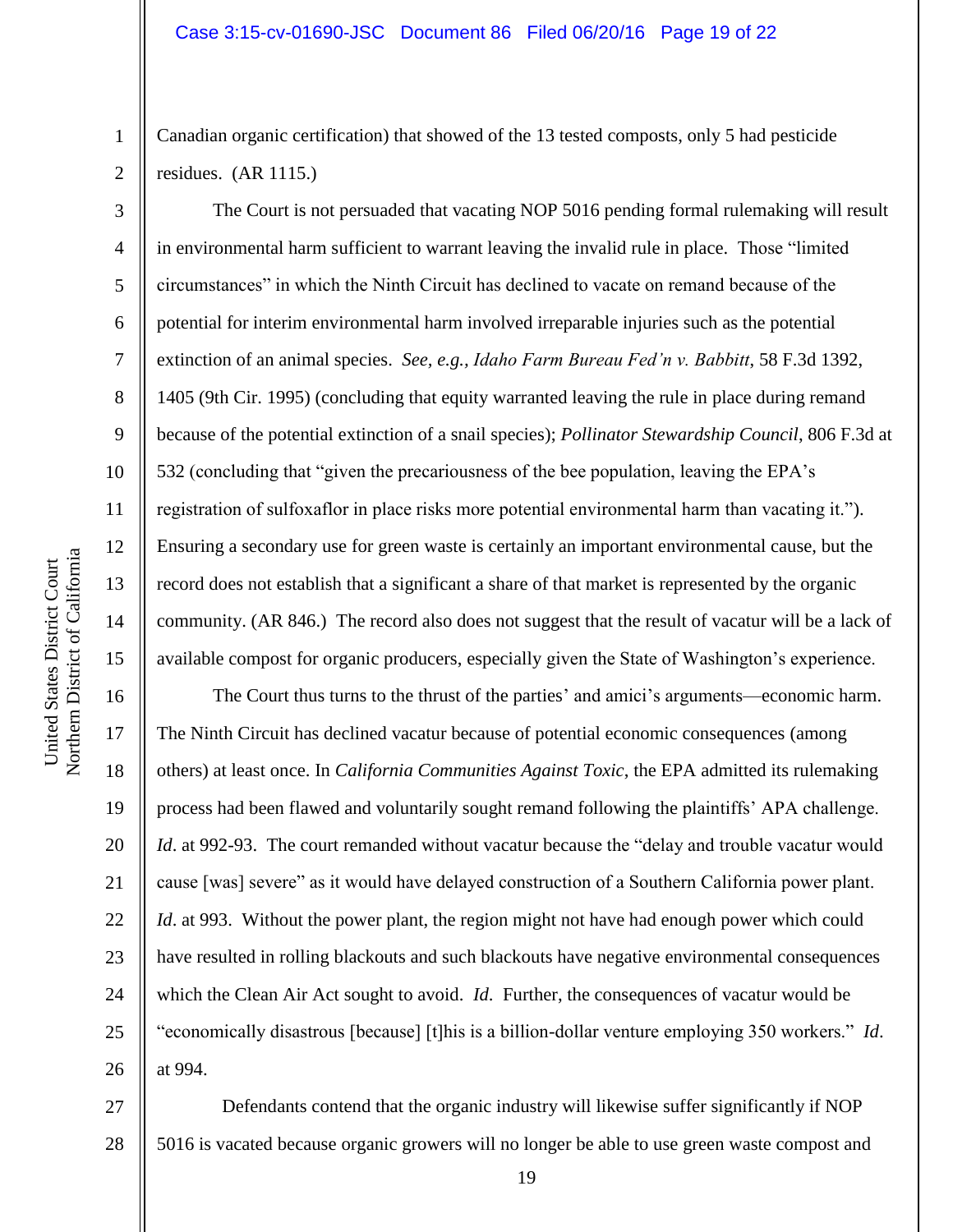Canadian organic certification) that showed of the 13 tested composts, only 5 had pesticide residues. (AR 1115.)

The Court is not persuaded that vacating NOP 5016 pending formal rulemaking will result in environmental harm sufficient to warrant leaving the invalid rule in place. Those "limited circumstances" in which the Ninth Circuit has declined to vacate on remand because of the potential for interim environmental harm involved irreparable injuries such as the potential extinction of an animal species. *See, e.g., Idaho Farm Bureau Fed'n v. Babbitt*, 58 F.3d 1392, 1405 (9th Cir. 1995) (concluding that equity warranted leaving the rule in place during remand because of the potential extinction of a snail species); *Pollinator Stewardship Council*, 806 F.3d at 532 (concluding that "given the precariousness of the bee population, leaving the EPA's registration of sulfoxaflor in place risks more potential environmental harm than vacating it."). Ensuring a secondary use for green waste is certainly an important environmental cause, but the record does not establish that a significant a share of that market is represented by the organic community. (AR 846.) The record also does not suggest that the result of vacatur will be a lack of available compost for organic producers, especially given the State of Washington's experience.

The Court thus turns to the thrust of the parties' and amici's arguments—economic harm. The Ninth Circuit has declined vacatur because of potential economic consequences (among others) at least once. In *California Communities Against Toxic*, the EPA admitted its rulemaking process had been flawed and voluntarily sought remand following the plaintiffs' APA challenge. *Id*. at 992-93. The court remanded without vacatur because the "delay and trouble vacatur would cause [was] severe" as it would have delayed construction of a Southern California power plant. *Id*. at 993. Without the power plant, the region might not have had enough power which could have resulted in rolling blackouts and such blackouts have negative environmental consequences which the Clean Air Act sought to avoid. *Id*. Further, the consequences of vacatur would be "economically disastrous [because] [t]his is a billion-dollar venture employing 350 workers." *Id*. at 994.

Defendants contend that the organic industry will likewise suffer significantly if NOP 5016 is vacated because organic growers will no longer be able to use green waste compost and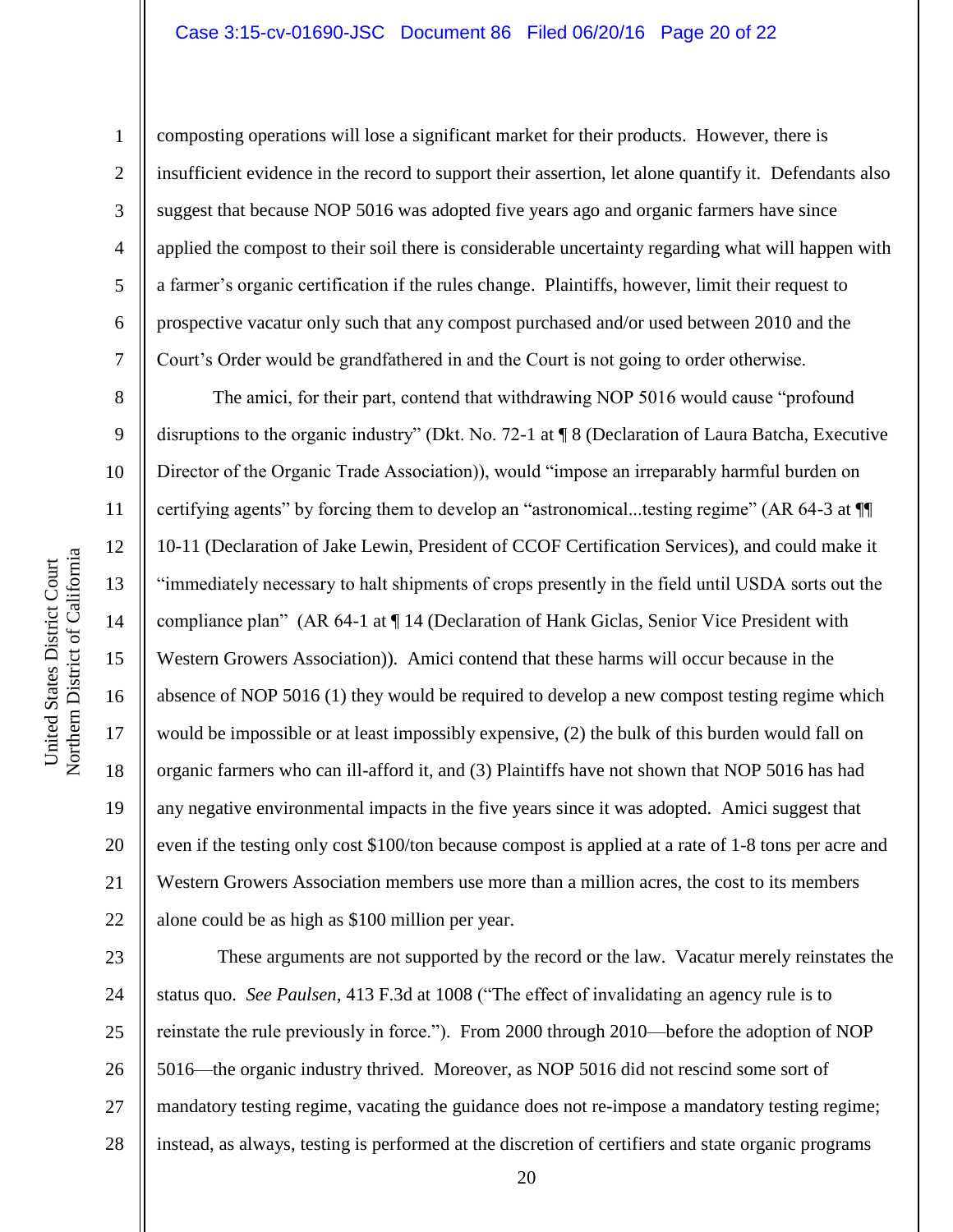composting operations will lose a significant market for their products. However, there is insufficient evidence in the record to support their assertion, let alone quantify it. Defendants also suggest that because NOP 5016 was adopted five years ago and organic farmers have since applied the compost to their soil there is considerable uncertainty regarding what will happen with a farmer's organic certification if the rules change. Plaintiffs, however, limit their request to prospective vacatur only such that any compost purchased and/or used between 2010 and the Court's Order would be grandfathered in and the Court is not going to order otherwise.

The amici, for their part, contend that withdrawing NOP 5016 would cause "profound disruptions to the organic industry" (Dkt. No. 72-1 at ¶ 8 (Declaration of Laura Batcha, Executive Director of the Organic Trade Association)), would "impose an irreparably harmful burden on certifying agents" by forcing them to develop an "astronomical...testing regime" (AR 64-3 at ¶¶ 10-11 (Declaration of Jake Lewin, President of CCOF Certification Services), and could make it "immediately necessary to halt shipments of crops presently in the field until USDA sorts out the compliance plan" (AR 64-1 at ¶ 14 (Declaration of Hank Giclas, Senior Vice President with Western Growers Association)). Amici contend that these harms will occur because in the absence of NOP 5016 (1) they would be required to develop a new compost testing regime which would be impossible or at least impossibly expensive, (2) the bulk of this burden would fall on organic farmers who can ill-afford it, and (3) Plaintiffs have not shown that NOP 5016 has had any negative environmental impacts in the five years since it was adopted. Amici suggest that even if the testing only cost $100/ton because compost is applied at a rate of 1-8 tons per acre and Western Growers Association members use more than a million acres, the cost to its members alone could be as high as $100 million per year.

These arguments are not supported by the record or the law. Vacatur merely reinstates the status quo. *See Paulsen*, 413 F.3d at 1008 ("The effect of invalidating an agency rule is to reinstate the rule previously in force."). From 2000 through 2010—before the adoption of NOP 5016—the organic industry thrived. Moreover, as NOP 5016 did not rescind some sort of mandatory testing regime, vacating the guidance does not re-impose a mandatory testing regime; instead, as always, testing is performed at the discretion of certifiers and state organic programs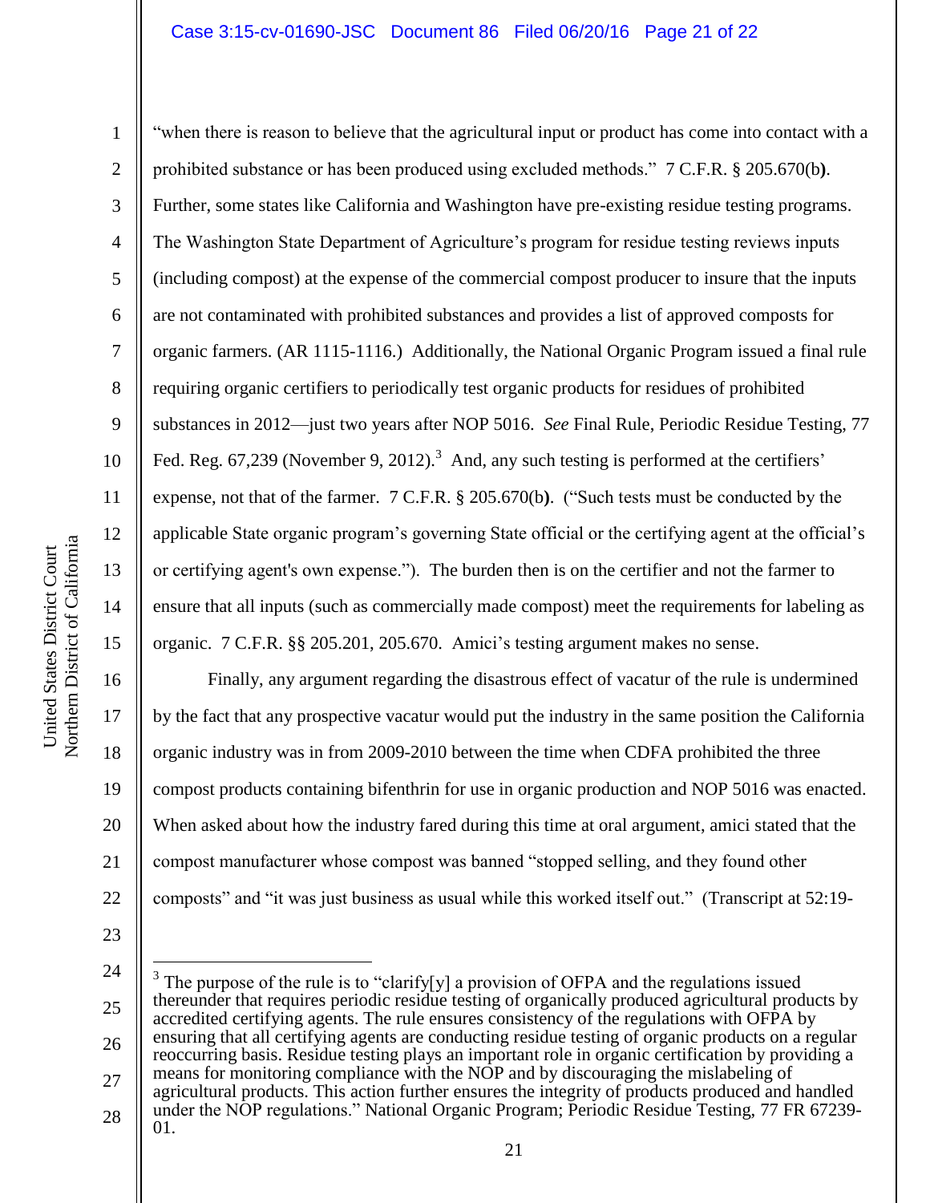"when there is reason to believe that the agricultural input or product has come into contact with a prohibited substance or has been produced using excluded methods." 7 C.F.R. § 205.670(b). Further, some states like California and Washington have pre-existing residue testing programs. The Washington State Department of Agriculture's program for residue testing reviews inputs (including compost) at the expense of the commercial compost producer to insure that the inputs are not contaminated with prohibited substances and provides a list of approved composts for organic farmers. (AR 1115-1116.) Additionally, the National Organic Program issued a final rule requiring organic certifiers to periodically test organic products for residues of prohibited substances in 2012—just two years after NOP 5016. *See* Final Rule, Periodic Residue Testing, 77 Fed. Reg. 67,239 (November 9, 2012).[3] And, any such testing is performed at the certifiers' expense, not that of the farmer. 7 C.F.R. § 205.670(b). ("Such tests must be conducted by the applicable State organic program's governing State official or the certifying agent at the official's or certifying agent's own expense."). The burden then is on the certifier and not the farmer to ensure that all inputs (such as commercially made compost) meet the requirements for labeling as organic. 7 C.F.R. §§ 205.201, 205.670. Amici's testing argument makes no sense.

Finally, any argument regarding the disastrous effect of vacatur of the rule is undermined by the fact that any prospective vacatur would put the industry in the same position the California organic industry was in from 2009-2010 between the time when CDFA prohibited the three compost products containing bifenthrin for use in organic production and NOP 5016 was enacted. When asked about how the industry fared during this time at oral argument, amici stated that the compost manufacturer whose compost was banned "stopped selling, and they found other composts" and "it was just business as usual while this worked itself out." (Transcript at 52:19-

---

[3] The purpose of the rule is to "clarify[y] a provision of OFPA and the regulations issued thereunder that requires periodic residue testing of organically produced agricultural products by accredited certifying agents. The rule ensures consistency of the regulations with OFPA by ensuring that all certifying agents are conducting residue testing of organic products on a regular reoccurring basis. Residue testing plays an important role in organic certification by providing a means for monitoring compliance with the NOP and by discouraging the mislabeling of agricultural products. This action further ensures the integrity of products produced and handled under the NOP regulations." National Organic Program; Periodic Residue Testing, 77 FR 67239-01.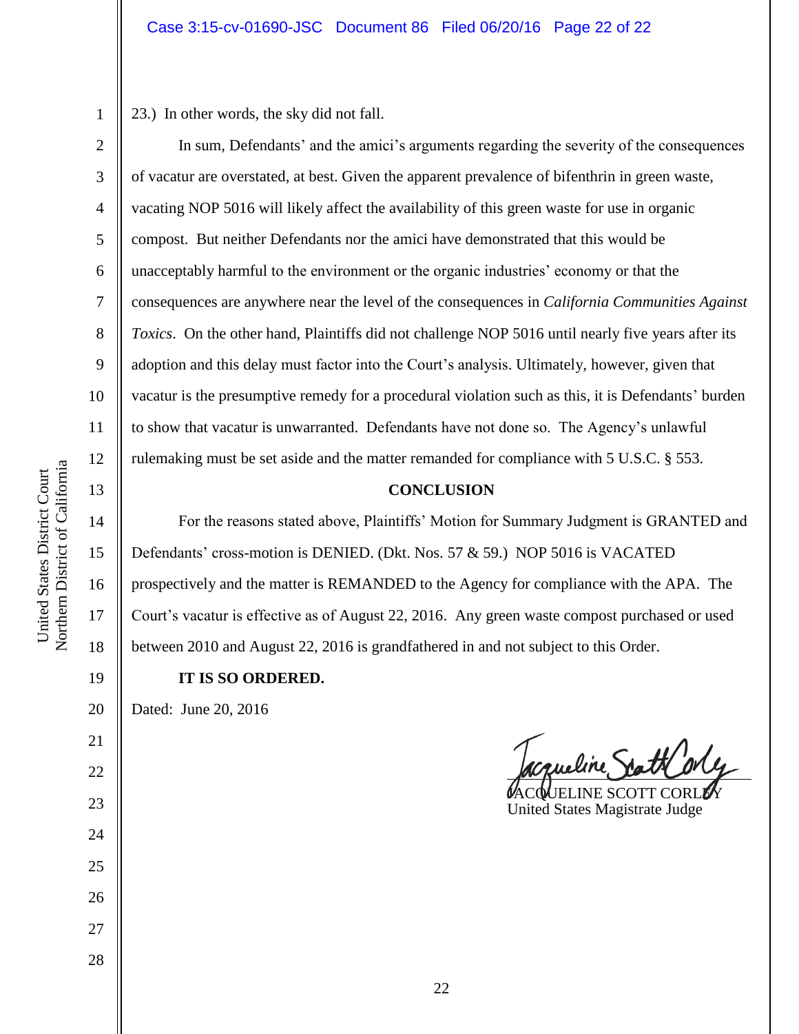23.) In other words, the sky did not fall.

In sum, Defendants' and the amici's arguments regarding the severity of the consequences of vacatur are overstated, at best. Given the apparent prevalence of bifenthrin in green waste, vacating NOP 5016 will likely affect the availability of this green waste for use in organic compost. But neither Defendants nor the amici have demonstrated that this would be unacceptably harmful to the environment or the organic industries' economy or that the consequences are anywhere near the level of the consequences in *California Communities Against Toxics*. On the other hand, Plaintiffs did not challenge NOP 5016 until nearly five years after its adoption and this delay must factor into the Court's analysis. Ultimately, however, given that vacatur is the presumptive remedy for a procedural violation such as this, it is Defendants' burden to show that vacatur is unwarranted. Defendants have not done so. The Agency's unlawful rulemaking must be set aside and the matter remanded for compliance with 5 U.S.C. § 553.

## CONCLUSION

For the reasons stated above, Plaintiffs' Motion for Summary Judgment is GRANTED and Defendants' cross-motion is DENIED. (Dkt. Nos. 57 & 59.) NOP 5016 is VACATED prospectively and the matter is REMANDED to the Agency for compliance with the APA. The Court's vacatur is effective as of August 22, 2016. Any green waste compost purchased or used between 2010 and August 22, 2016 is grandfathered in and not subject to this Order.

**IT IS SO ORDERED.**

Dated: June 20, 2016

JACQUELINE SCOTT CORLEY
United States Magistrate Judge